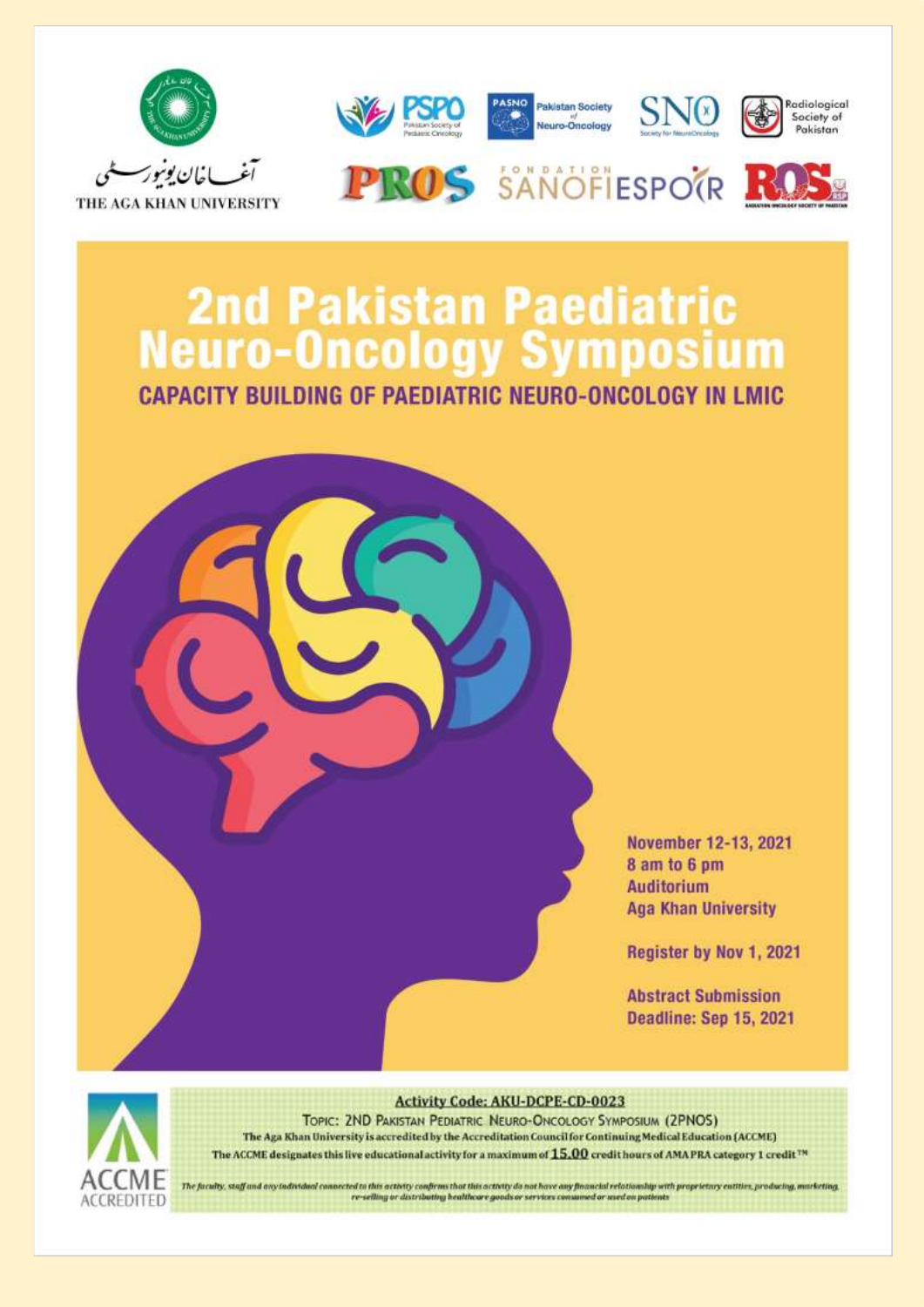آغا خان یونیورسٹی
THE AGA KHAN UNIVERSITY

PSPO Pakistan Society of Pediatric Oncology

PASNO Pakistan Society of Neuro-Oncology

SNO Society for NeuroOncology

Radiological Society of Pakistan

PROS

FONDATION SANOFI ESPOIR

ROS Radiation Oncology Society of Pakistan

# 2nd Pakistan Paediatric Neuro-Oncology Symposium

## CAPACITY BUILDING OF PAEDIATRIC NEURO-ONCOLOGY IN LMIC

**November 12-13, 2021**
**8 am to 6 pm**
**Auditorium**
**Aga Khan University**

**Register by Nov 1, 2021**

**Abstract Submission Deadline: Sep 15, 2021**

ACCME ACCREDITED

**Activity Code: AKU-DCPE-CD-0023**

TOPIC: 2ND PAKISTAN PEDIATRIC NEURO-ONCOLOGY SYMPOSIUM (2PNOS)

The Aga Khan University is accredited by the Accreditation Council for Continuing Medical Education (ACCME)

The ACCME designates this live educational activity for a maximum of **15.00** credit hours of AMA PRA category 1 credit™

*The faculty, staff and any individual connected to this activity confirms that this activity do not have any financial relationship with proprietary entities, producing, marketing, re-selling or distributing healthcare goods or services consumed or used on patients*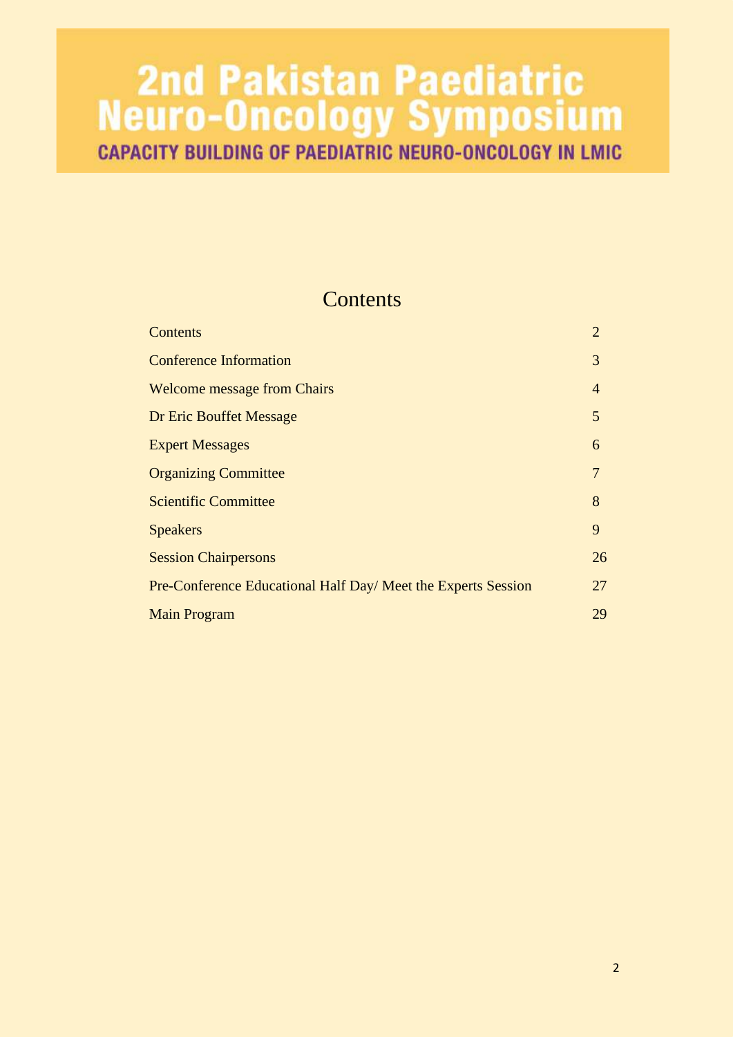# 2nd Pakistan Paediatric Neuro-Oncology Symposium

**CAPACITY BUILDING OF PAEDIATRIC NEURO-ONCOLOGY IN LMIC**

## Contents

| | |
|---|---|
| Contents | 2 |
| Conference Information | 3 |
| Welcome message from Chairs | 4 |
| Dr Eric Bouffet Message | 5 |
| Expert Messages | 6 |
| Organizing Committee | 7 |
| Scientific Committee | 8 |
| Speakers | 9 |
| Session Chairpersons | 26 |
| Pre-Conference Educational Half Day/ Meet the Experts Session | 27 |
| Main Program | 29 |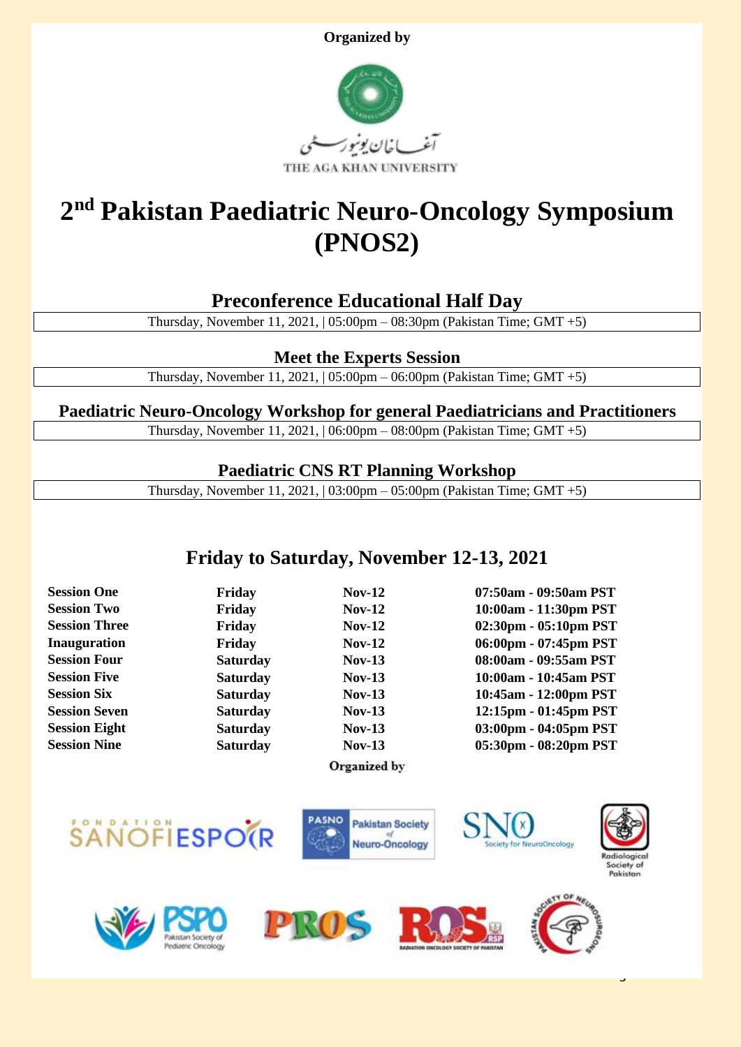**Organized by**

آغا خان یونیورسٹی

THE AGA KHAN UNIVERSITY

# 2nd Pakistan Paediatric Neuro-Oncology Symposium (PNOS2)

## Preconference Educational Half Day

Thursday, November 11, 2021, | 05:00pm – 08:30pm (Pakistan Time; GMT +5)

## Meet the Experts Session

Thursday, November 11, 2021, | 05:00pm – 06:00pm (Pakistan Time; GMT +5)

## Paediatric Neuro-Oncology Workshop for general Paediatricians and Practitioners

Thursday, November 11, 2021, | 06:00pm – 08:00pm (Pakistan Time; GMT +5)

## Paediatric CNS RT Planning Workshop

Thursday, November 11, 2021, | 03:00pm – 05:00pm (Pakistan Time; GMT +5)

## Friday to Saturday, November 12-13, 2021

| | | | |
|---|---|---|---|
| **Session One** | **Friday** | **Nov-12** | **07:50am - 09:50am PST** |
| **Session Two** | **Friday** | **Nov-12** | **10:00am - 11:30pm PST** |
| **Session Three** | **Friday** | **Nov-12** | **02:30pm - 05:10pm PST** |
| **Inauguration** | **Friday** | **Nov-12** | **06:00pm - 07:45pm PST** |
| **Session Four** | **Saturday** | **Nov-13** | **08:00am - 09:55am PST** |
| **Session Five** | **Saturday** | **Nov-13** | **10:00am - 10:45am PST** |
| **Session Six** | **Saturday** | **Nov-13** | **10:45am - 12:00pm PST** |
| **Session Seven** | **Saturday** | **Nov-13** | **12:15pm - 01:45pm PST** |
| **Session Eight** | **Saturday** | **Nov-13** | **03:00pm - 04:05pm PST** |
| **Session Nine** | **Saturday** | **Nov-13** | **05:30pm - 08:20pm PST** |

**Organized by**

FONDATION SANOFI ESPOIR

PASNO Pakistan Society of Neuro-Oncology

SNO Society for NeuroOncology

Radiological Society of Pakistan

PSPO Pakistan Society of Pediatric Oncology

PROS

ROS RSP Radiation Oncology Society of Pakistan

Pakistan Society of Neurosurgeons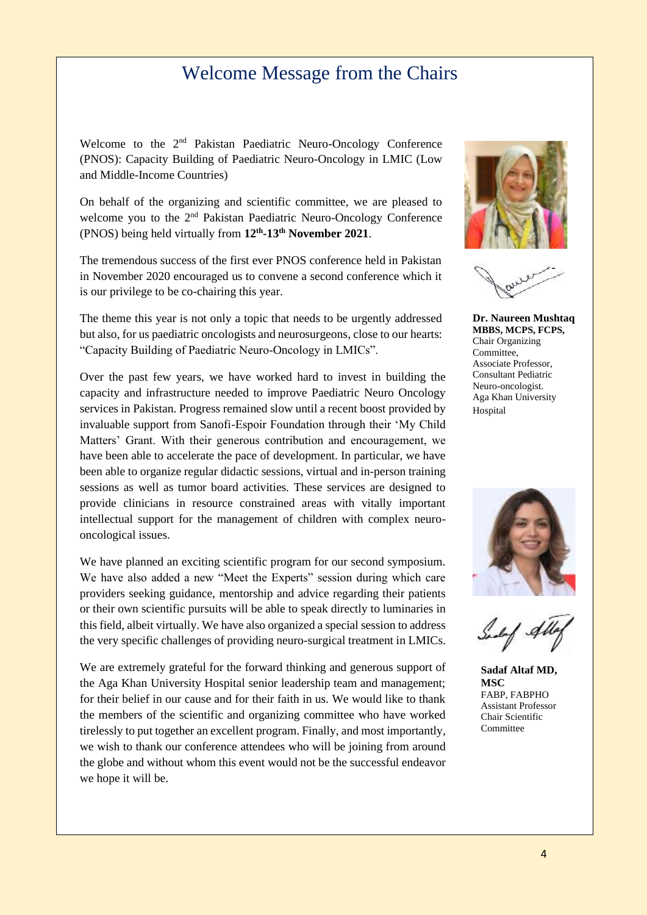# Welcome Message from the Chairs

Welcome to the 2nd Pakistan Paediatric Neuro-Oncology Conference (PNOS): Capacity Building of Paediatric Neuro-Oncology in LMIC (Low and Middle-Income Countries)

On behalf of the organizing and scientific committee, we are pleased to welcome you to the 2nd Pakistan Paediatric Neuro-Oncology Conference (PNOS) being held virtually from **12th-13th November 2021**.

The tremendous success of the first ever PNOS conference held in Pakistan in November 2020 encouraged us to convene a second conference which it is our privilege to be co-chairing this year.

The theme this year is not only a topic that needs to be urgently addressed but also, for us paediatric oncologists and neurosurgeons, close to our hearts: "Capacity Building of Paediatric Neuro-Oncology in LMICs".

Over the past few years, we have worked hard to invest in building the capacity and infrastructure needed to improve Paediatric Neuro Oncology services in Pakistan. Progress remained slow until a recent boost provided by invaluable support from Sanofi-Espoir Foundation through their 'My Child Matters' Grant. With their generous contribution and encouragement, we have been able to accelerate the pace of development. In particular, we have been able to organize regular didactic sessions, virtual and in-person training sessions as well as tumor board activities. These services are designed to provide clinicians in resource constrained areas with vitally important intellectual support for the management of children with complex neuro-oncological issues.

We have planned an exciting scientific program for our second symposium. We have also added a new "Meet the Experts" session during which care providers seeking guidance, mentorship and advice regarding their patients or their own scientific pursuits will be able to speak directly to luminaries in this field, albeit virtually. We have also organized a special session to address the very specific challenges of providing neuro-surgical treatment in LMICs.

We are extremely grateful for the forward thinking and generous support of the Aga Khan University Hospital senior leadership team and management; for their belief in our cause and for their faith in us. We would like to thank the members of the scientific and organizing committee who have worked tirelessly to put together an excellent program. Finally, and most importantly, we wish to thank our conference attendees who will be joining from around the globe and without whom this event would not be the successful endeavor we hope it will be.

**Dr. Naureen Mushtaq**
**MBBS, MCPS, FCPS,**
Chair Organizing Committee,
Associate Professor,
Consultant Pediatric Neuro-oncologist.
Aga Khan University Hospital

**Sadaf Altaf MD, MSC**
FABP, FABPHO
Assistant Professor
Chair Scientific Committee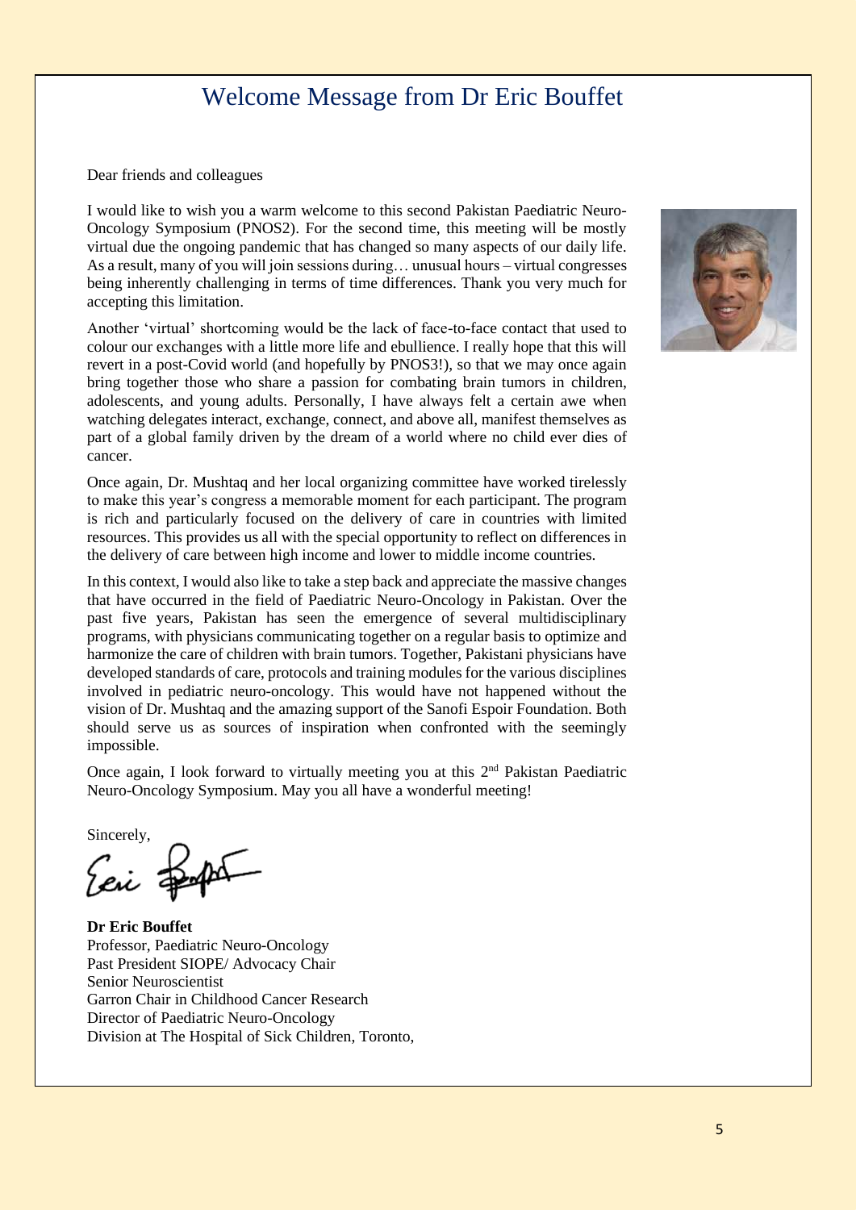# Welcome Message from Dr Eric Bouffet

Dear friends and colleagues

I would like to wish you a warm welcome to this second Pakistan Paediatric Neuro-Oncology Symposium (PNOS2). For the second time, this meeting will be mostly virtual due the ongoing pandemic that has changed so many aspects of our daily life. As a result, many of you will join sessions during… unusual hours – virtual congresses being inherently challenging in terms of time differences. Thank you very much for accepting this limitation.

Another 'virtual' shortcoming would be the lack of face-to-face contact that used to colour our exchanges with a little more life and ebullience. I really hope that this will revert in a post-Covid world (and hopefully by PNOS3!), so that we may once again bring together those who share a passion for combating brain tumors in children, adolescents, and young adults. Personally, I have always felt a certain awe when watching delegates interact, exchange, connect, and above all, manifest themselves as part of a global family driven by the dream of a world where no child ever dies of cancer.

Once again, Dr. Mushtaq and her local organizing committee have worked tirelessly to make this year's congress a memorable moment for each participant. The program is rich and particularly focused on the delivery of care in countries with limited resources. This provides us all with the special opportunity to reflect on differences in the delivery of care between high income and lower to middle income countries.

In this context, I would also like to take a step back and appreciate the massive changes that have occurred in the field of Paediatric Neuro-Oncology in Pakistan. Over the past five years, Pakistan has seen the emergence of several multidisciplinary programs, with physicians communicating together on a regular basis to optimize and harmonize the care of children with brain tumors. Together, Pakistani physicians have developed standards of care, protocols and training modules for the various disciplines involved in pediatric neuro-oncology. This would have not happened without the vision of Dr. Mushtaq and the amazing support of the Sanofi Espoir Foundation. Both should serve us as sources of inspiration when confronted with the seemingly impossible.

Once again, I look forward to virtually meeting you at this 2nd Pakistan Paediatric Neuro-Oncology Symposium. May you all have a wonderful meeting!

Sincerely,

**Dr Eric Bouffet**
Professor, Paediatric Neuro-Oncology
Past President SIOPE/ Advocacy Chair
Senior Neuroscientist
Garron Chair in Childhood Cancer Research
Director of Paediatric Neuro-Oncology
Division at The Hospital of Sick Children, Toronto,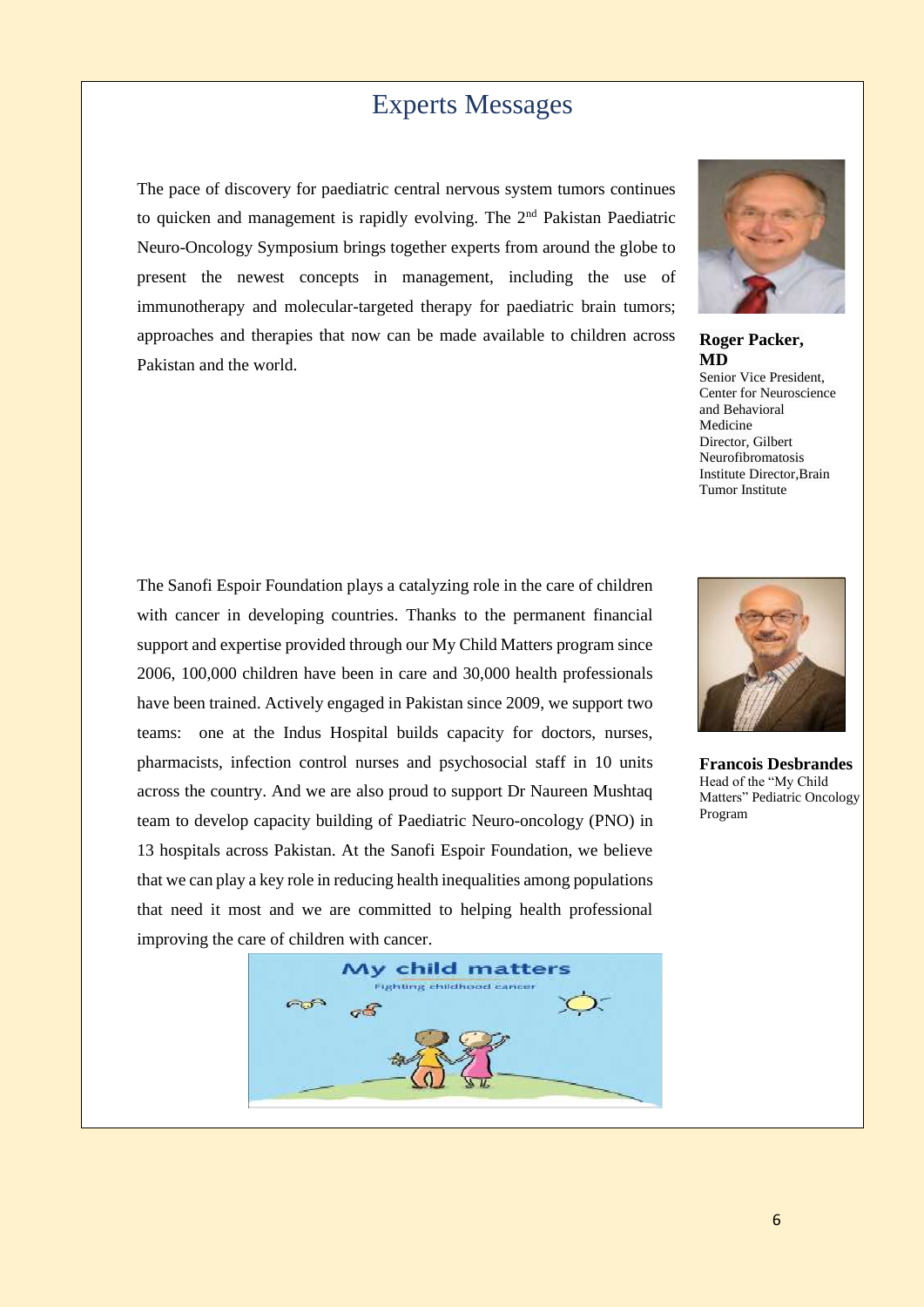# Experts Messages

The pace of discovery for paediatric central nervous system tumors continues to quicken and management is rapidly evolving. The 2nd Pakistan Paediatric Neuro-Oncology Symposium brings together experts from around the globe to present the newest concepts in management, including the use of immunotherapy and molecular-targeted therapy for paediatric brain tumors; approaches and therapies that now can be made available to children across Pakistan and the world.

**Roger Packer, MD**
Senior Vice President, Center for Neuroscience and Behavioral Medicine
Director, Gilbert Neurofibromatosis Institute Director,Brain Tumor Institute

The Sanofi Espoir Foundation plays a catalyzing role in the care of children with cancer in developing countries. Thanks to the permanent financial support and expertise provided through our My Child Matters program since 2006, 100,000 children have been in care and 30,000 health professionals have been trained. Actively engaged in Pakistan since 2009, we support two teams: one at the Indus Hospital builds capacity for doctors, nurses, pharmacists, infection control nurses and psychosocial staff in 10 units across the country. And we are also proud to support Dr Naureen Mushtaq team to develop capacity building of Paediatric Neuro-oncology (PNO) in 13 hospitals across Pakistan. At the Sanofi Espoir Foundation, we believe that we can play a key role in reducing health inequalities among populations that need it most and we are committed to helping health professional improving the care of children with cancer.

**Francois Desbrandes**
Head of the "My Child Matters" Pediatric Oncology Program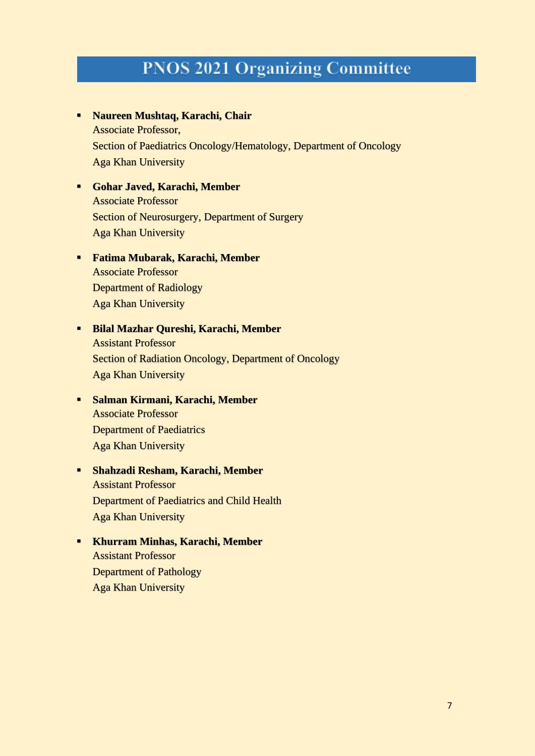# PNOS 2021 Organizing Committee

- **Naureen Mushtaq, Karachi, Chair**
  Associate Professor,
  Section of Paediatrics Oncology/Hematology, Department of Oncology
  Aga Khan University

- **Gohar Javed, Karachi, Member**
  Associate Professor
  Section of Neurosurgery, Department of Surgery
  Aga Khan University

- **Fatima Mubarak, Karachi, Member**
  Associate Professor
  Department of Radiology
  Aga Khan University

- **Bilal Mazhar Qureshi, Karachi, Member**
  Assistant Professor
  Section of Radiation Oncology, Department of Oncology
  Aga Khan University

- **Salman Kirmani, Karachi, Member**
  Associate Professor
  Department of Paediatrics
  Aga Khan University

- **Shahzadi Resham, Karachi, Member**
  Assistant Professor
  Department of Paediatrics and Child Health
  Aga Khan University

- **Khurram Minhas, Karachi, Member**
  Assistant Professor
  Department of Pathology
  Aga Khan University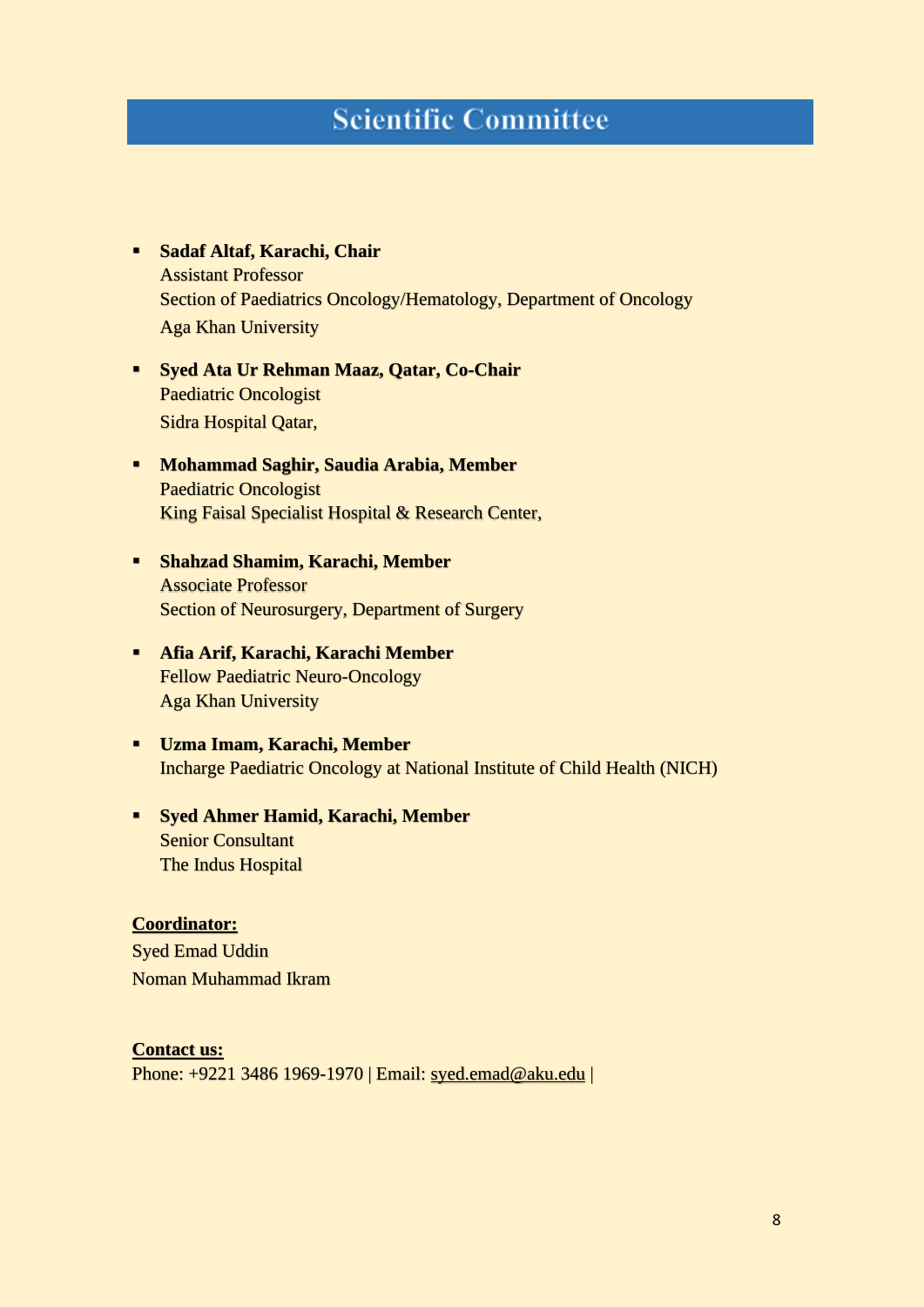# Scientific Committee

- **Sadaf Altaf, Karachi, Chair**
  Assistant Professor
  Section of Paediatrics Oncology/Hematology, Department of Oncology
  Aga Khan University

- **Syed Ata Ur Rehman Maaz, Qatar, Co-Chair**
  Paediatric Oncologist
  Sidra Hospital Qatar,

- **Mohammad Saghir, Saudia Arabia, Member**
  Paediatric Oncologist
  King Faisal Specialist Hospital & Research Center,

- **Shahzad Shamim, Karachi, Member**
  Associate Professor
  Section of Neurosurgery, Department of Surgery

- **Afia Arif, Karachi, Karachi Member**
  Fellow Paediatric Neuro-Oncology
  Aga Khan University

- **Uzma Imam, Karachi, Member**
  Incharge Paediatric Oncology at National Institute of Child Health (NICH)

- **Syed Ahmer Hamid, Karachi, Member**
  Senior Consultant
  The Indus Hospital

**Coordinator:**

Syed Emad Uddin
Noman Muhammad Ikram

**Contact us:**

Phone: +9221 3486 1969-1970 | Email: syed.emad@aku.edu |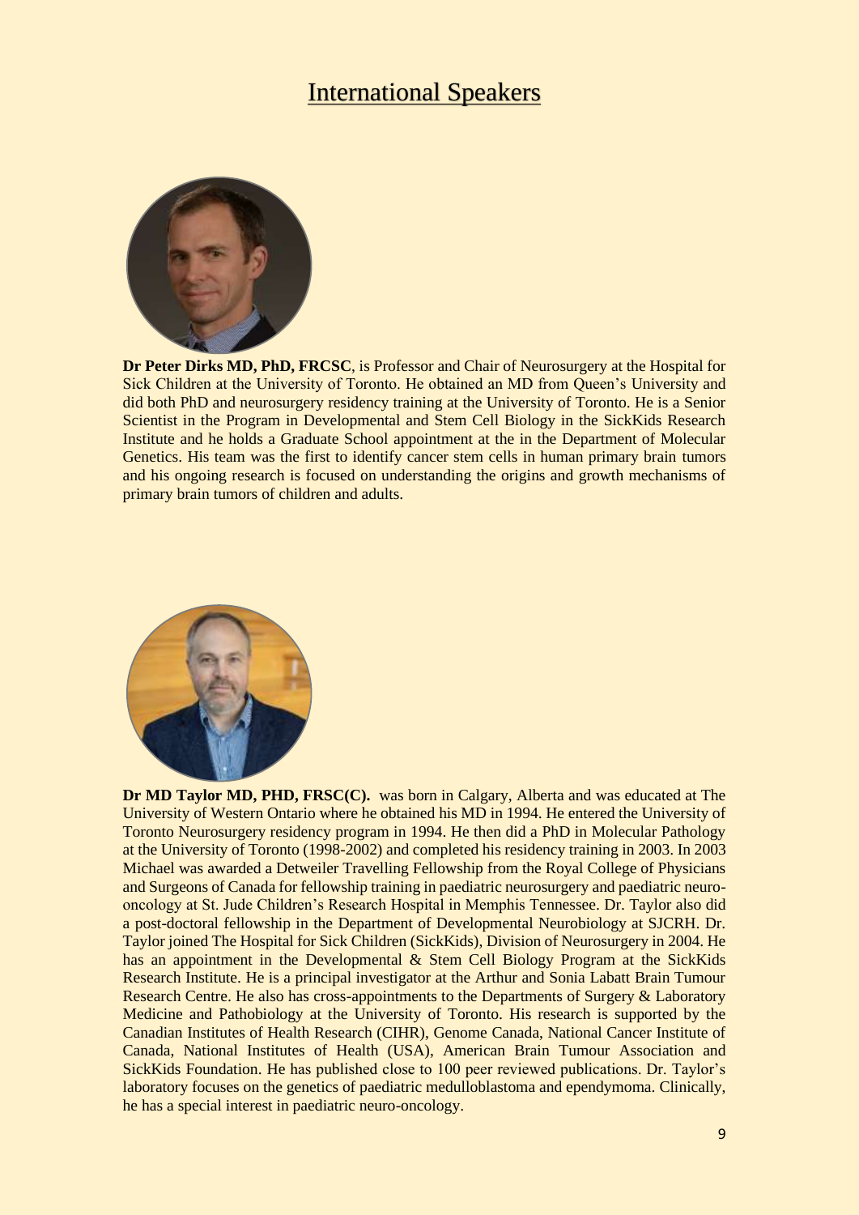# International Speakers

**Dr Peter Dirks MD, PhD, FRCSC**, is Professor and Chair of Neurosurgery at the Hospital for Sick Children at the University of Toronto. He obtained an MD from Queen's University and did both PhD and neurosurgery residency training at the University of Toronto. He is a Senior Scientist in the Program in Developmental and Stem Cell Biology in the SickKids Research Institute and he holds a Graduate School appointment at the in the Department of Molecular Genetics. His team was the first to identify cancer stem cells in human primary brain tumors and his ongoing research is focused on understanding the origins and growth mechanisms of primary brain tumors of children and adults.

**Dr MD Taylor MD, PHD, FRSC(C).** was born in Calgary, Alberta and was educated at The University of Western Ontario where he obtained his MD in 1994. He entered the University of Toronto Neurosurgery residency program in 1994. He then did a PhD in Molecular Pathology at the University of Toronto (1998-2002) and completed his residency training in 2003. In 2003 Michael was awarded a Detweiler Travelling Fellowship from the Royal College of Physicians and Surgeons of Canada for fellowship training in paediatric neurosurgery and paediatric neuro-oncology at St. Jude Children's Research Hospital in Memphis Tennessee. Dr. Taylor also did a post-doctoral fellowship in the Department of Developmental Neurobiology at SJCRH. Dr. Taylor joined The Hospital for Sick Children (SickKids), Division of Neurosurgery in 2004. He has an appointment in the Developmental & Stem Cell Biology Program at the SickKids Research Institute. He is a principal investigator at the Arthur and Sonia Labatt Brain Tumour Research Centre. He also has cross-appointments to the Departments of Surgery & Laboratory Medicine and Pathobiology at the University of Toronto. His research is supported by the Canadian Institutes of Health Research (CIHR), Genome Canada, National Cancer Institute of Canada, National Institutes of Health (USA), American Brain Tumour Association and SickKids Foundation. He has published close to 100 peer reviewed publications. Dr. Taylor's laboratory focuses on the genetics of paediatric medulloblastoma and ependymoma. Clinically, he has a special interest in paediatric neuro-oncology.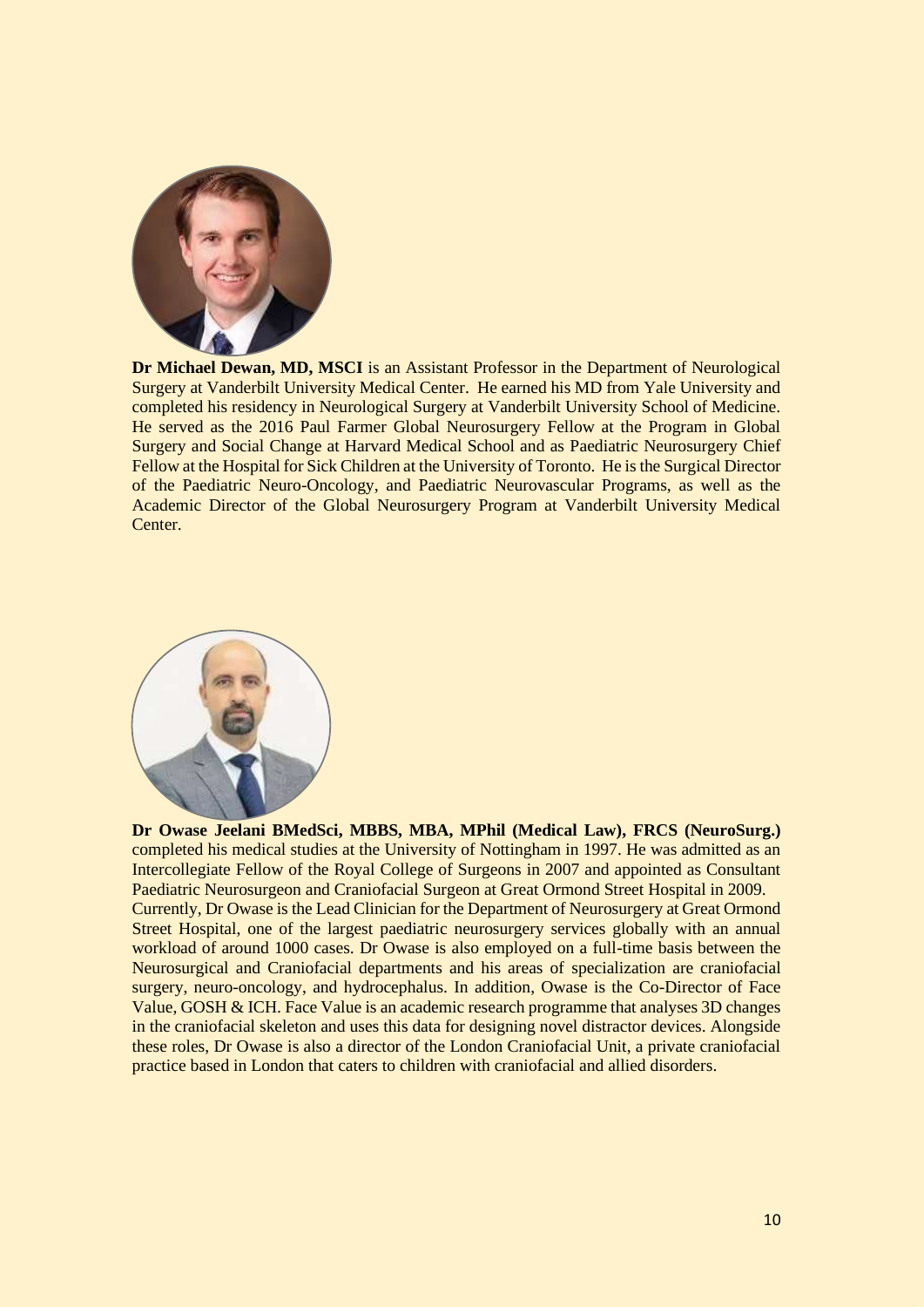**Dr Michael Dewan, MD, MSCI** is an Assistant Professor in the Department of Neurological Surgery at Vanderbilt University Medical Center. He earned his MD from Yale University and completed his residency in Neurological Surgery at Vanderbilt University School of Medicine. He served as the 2016 Paul Farmer Global Neurosurgery Fellow at the Program in Global Surgery and Social Change at Harvard Medical School and as Paediatric Neurosurgery Chief Fellow at the Hospital for Sick Children at the University of Toronto. He is the Surgical Director of the Paediatric Neuro-Oncology, and Paediatric Neurovascular Programs, as well as the Academic Director of the Global Neurosurgery Program at Vanderbilt University Medical Center.

**Dr Owase Jeelani BMedSci, MBBS, MBA, MPhil (Medical Law), FRCS (NeuroSurg.)** completed his medical studies at the University of Nottingham in 1997. He was admitted as an Intercollegiate Fellow of the Royal College of Surgeons in 2007 and appointed as Consultant Paediatric Neurosurgeon and Craniofacial Surgeon at Great Ormond Street Hospital in 2009. Currently, Dr Owase is the Lead Clinician for the Department of Neurosurgery at Great Ormond Street Hospital, one of the largest paediatric neurosurgery services globally with an annual workload of around 1000 cases. Dr Owase is also employed on a full-time basis between the Neurosurgical and Craniofacial departments and his areas of specialization are craniofacial surgery, neuro-oncology, and hydrocephalus. In addition, Owase is the Co-Director of Face Value, GOSH & ICH. Face Value is an academic research programme that analyses 3D changes in the craniofacial skeleton and uses this data for designing novel distractor devices. Alongside these roles, Dr Owase is also a director of the London Craniofacial Unit, a private craniofacial practice based in London that caters to children with craniofacial and allied disorders.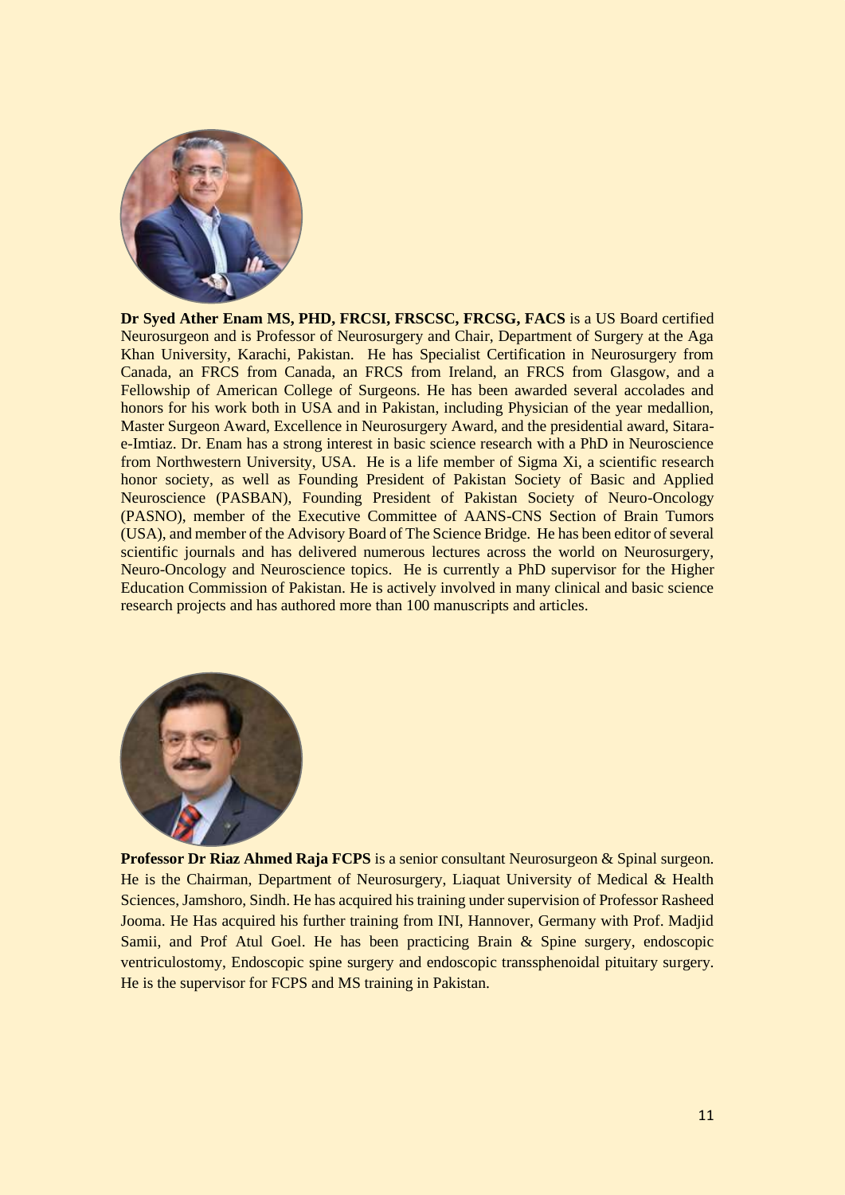**Dr Syed Ather Enam MS, PHD, FRCSI, FRSCSC, FRCSG, FACS** is a US Board certified Neurosurgeon and is Professor of Neurosurgery and Chair, Department of Surgery at the Aga Khan University, Karachi, Pakistan. He has Specialist Certification in Neurosurgery from Canada, an FRCS from Canada, an FRCS from Ireland, an FRCS from Glasgow, and a Fellowship of American College of Surgeons. He has been awarded several accolades and honors for his work both in USA and in Pakistan, including Physician of the year medallion, Master Surgeon Award, Excellence in Neurosurgery Award, and the presidential award, Sitara-e-Imtiaz. Dr. Enam has a strong interest in basic science research with a PhD in Neuroscience from Northwestern University, USA. He is a life member of Sigma Xi, a scientific research honor society, as well as Founding President of Pakistan Society of Basic and Applied Neuroscience (PASBAN), Founding President of Pakistan Society of Neuro-Oncology (PASNO), member of the Executive Committee of AANS-CNS Section of Brain Tumors (USA), and member of the Advisory Board of The Science Bridge. He has been editor of several scientific journals and has delivered numerous lectures across the world on Neurosurgery, Neuro-Oncology and Neuroscience topics. He is currently a PhD supervisor for the Higher Education Commission of Pakistan. He is actively involved in many clinical and basic science research projects and has authored more than 100 manuscripts and articles.

**Professor Dr Riaz Ahmed Raja FCPS** is a senior consultant Neurosurgeon & Spinal surgeon. He is the Chairman, Department of Neurosurgery, Liaquat University of Medical & Health Sciences, Jamshoro, Sindh. He has acquired his training under supervision of Professor Rasheed Jooma. He Has acquired his further training from INI, Hannover, Germany with Prof. Madjid Samii, and Prof Atul Goel. He has been practicing Brain & Spine surgery, endoscopic ventriculostomy, Endoscopic spine surgery and endoscopic transsphenoidal pituitary surgery. He is the supervisor for FCPS and MS training in Pakistan.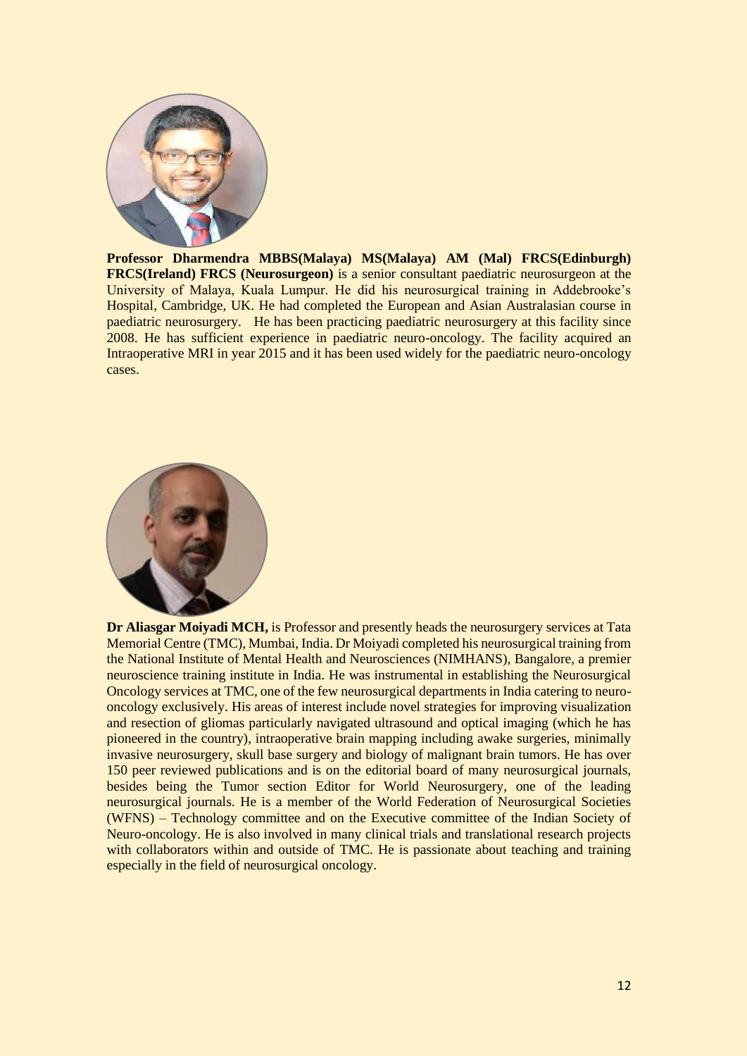**Professor Dharmendra MBBS(Malaya) MS(Malaya) AM (Mal) FRCS(Edinburgh) FRCS(Ireland) FRCS (Neurosurgeon)** is a senior consultant paediatric neurosurgeon at the University of Malaya, Kuala Lumpur. He did his neurosurgical training in Addebrooke's Hospital, Cambridge, UK. He had completed the European and Asian Australasian course in paediatric neurosurgery. He has been practicing paediatric neurosurgery at this facility since 2008. He has sufficient experience in paediatric neuro-oncology. The facility acquired an Intraoperative MRI in year 2015 and it has been used widely for the paediatric neuro-oncology cases.

**Dr Aliasgar Moiyadi MCH,** is Professor and presently heads the neurosurgery services at Tata Memorial Centre (TMC), Mumbai, India. Dr Moiyadi completed his neurosurgical training from the National Institute of Mental Health and Neurosciences (NIMHANS), Bangalore, a premier neuroscience training institute in India. He was instrumental in establishing the Neurosurgical Oncology services at TMC, one of the few neurosurgical departments in India catering to neuro-oncology exclusively. His areas of interest include novel strategies for improving visualization and resection of gliomas particularly navigated ultrasound and optical imaging (which he has pioneered in the country), intraoperative brain mapping including awake surgeries, minimally invasive neurosurgery, skull base surgery and biology of malignant brain tumors. He has over 150 peer reviewed publications and is on the editorial board of many neurosurgical journals, besides being the Tumor section Editor for World Neurosurgery, one of the leading neurosurgical journals. He is a member of the World Federation of Neurosurgical Societies (WFNS) – Technology committee and on the Executive committee of the Indian Society of Neuro-oncology. He is also involved in many clinical trials and translational research projects with collaborators within and outside of TMC. He is passionate about teaching and training especially in the field of neurosurgical oncology.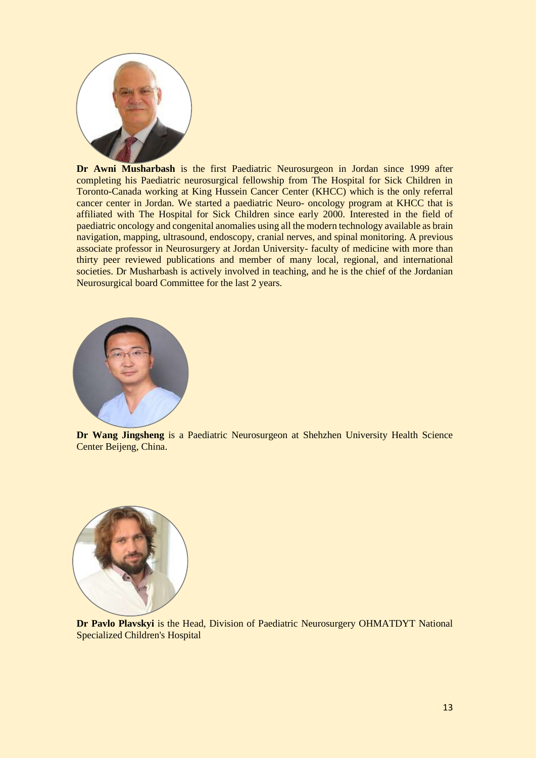**Dr Awni Musharbash** is the first Paediatric Neurosurgeon in Jordan since 1999 after completing his Paediatric neurosurgical fellowship from The Hospital for Sick Children in Toronto-Canada working at King Hussein Cancer Center (KHCC) which is the only referral cancer center in Jordan. We started a paediatric Neuro- oncology program at KHCC that is affiliated with The Hospital for Sick Children since early 2000. Interested in the field of paediatric oncology and congenital anomalies using all the modern technology available as brain navigation, mapping, ultrasound, endoscopy, cranial nerves, and spinal monitoring. A previous associate professor in Neurosurgery at Jordan University- faculty of medicine with more than thirty peer reviewed publications and member of many local, regional, and international societies. Dr Musharbash is actively involved in teaching, and he is the chief of the Jordanian Neurosurgical board Committee for the last 2 years.

**Dr Wang Jingsheng** is a Paediatric Neurosurgeon at Shehzhen University Health Science Center Beijeng, China.

**Dr Pavlo Plavskyi** is the Head, Division of Paediatric Neurosurgery OHMATDYT National Specialized Children's Hospital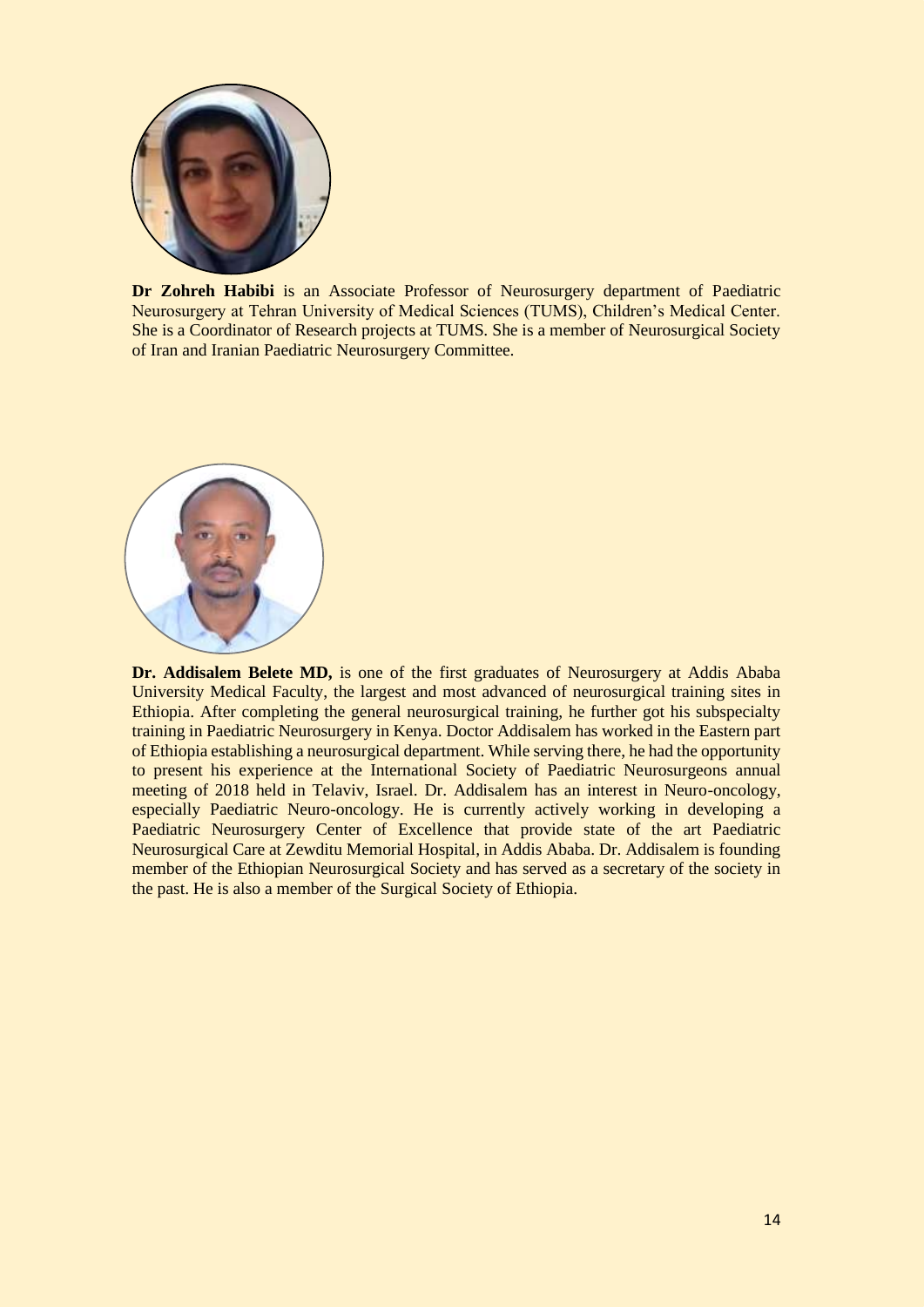**Dr Zohreh Habibi** is an Associate Professor of Neurosurgery department of Paediatric Neurosurgery at Tehran University of Medical Sciences (TUMS), Children's Medical Center. She is a Coordinator of Research projects at TUMS. She is a member of Neurosurgical Society of Iran and Iranian Paediatric Neurosurgery Committee.

**Dr. Addisalem Belete MD,** is one of the first graduates of Neurosurgery at Addis Ababa University Medical Faculty, the largest and most advanced of neurosurgical training sites in Ethiopia. After completing the general neurosurgical training, he further got his subspecialty training in Paediatric Neurosurgery in Kenya. Doctor Addisalem has worked in the Eastern part of Ethiopia establishing a neurosurgical department. While serving there, he had the opportunity to present his experience at the International Society of Paediatric Neurosurgeons annual meeting of 2018 held in Telaviv, Israel. Dr. Addisalem has an interest in Neuro-oncology, especially Paediatric Neuro-oncology. He is currently actively working in developing a Paediatric Neurosurgery Center of Excellence that provide state of the art Paediatric Neurosurgical Care at Zewditu Memorial Hospital, in Addis Ababa. Dr. Addisalem is founding member of the Ethiopian Neurosurgical Society and has served as a secretary of the society in the past. He is also a member of the Surgical Society of Ethiopia.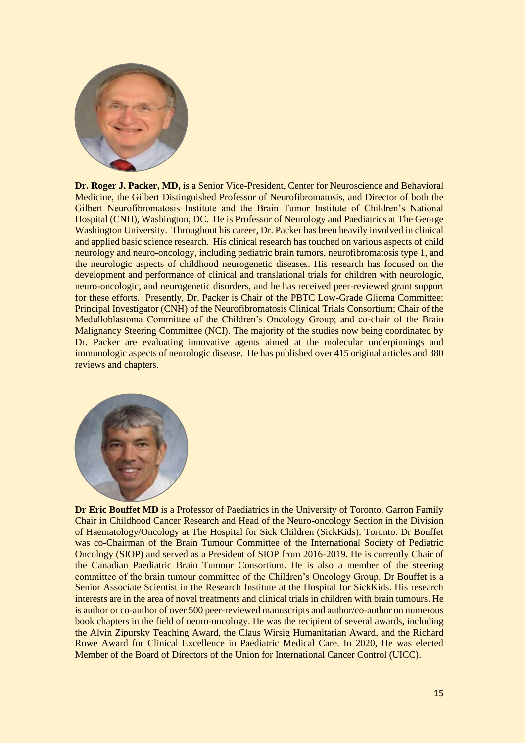**Dr. Roger J. Packer, MD,** is a Senior Vice-President, Center for Neuroscience and Behavioral Medicine, the Gilbert Distinguished Professor of Neurofibromatosis, and Director of both the Gilbert Neurofibromatosis Institute and the Brain Tumor Institute of Children's National Hospital (CNH), Washington, DC. He is Professor of Neurology and Paediatrics at The George Washington University. Throughout his career, Dr. Packer has been heavily involved in clinical and applied basic science research. His clinical research has touched on various aspects of child neurology and neuro-oncology, including pediatric brain tumors, neurofibromatosis type 1, and the neurologic aspects of childhood neurogenetic diseases. His research has focused on the development and performance of clinical and translational trials for children with neurologic, neuro-oncologic, and neurogenetic disorders, and he has received peer-reviewed grant support for these efforts. Presently, Dr. Packer is Chair of the PBTC Low-Grade Glioma Committee; Principal Investigator (CNH) of the Neurofibromatosis Clinical Trials Consortium; Chair of the Medulloblastoma Committee of the Children's Oncology Group; and co-chair of the Brain Malignancy Steering Committee (NCI). The majority of the studies now being coordinated by Dr. Packer are evaluating innovative agents aimed at the molecular underpinnings and immunologic aspects of neurologic disease. He has published over 415 original articles and 380 reviews and chapters.

**Dr Eric Bouffet MD** is a Professor of Paediatrics in the University of Toronto, Garron Family Chair in Childhood Cancer Research and Head of the Neuro-oncology Section in the Division of Haematology/Oncology at The Hospital for Sick Children (SickKids), Toronto. Dr Bouffet was co-Chairman of the Brain Tumour Committee of the International Society of Pediatric Oncology (SIOP) and served as a President of SIOP from 2016-2019. He is currently Chair of the Canadian Paediatric Brain Tumour Consortium. He is also a member of the steering committee of the brain tumour committee of the Children's Oncology Group. Dr Bouffet is a Senior Associate Scientist in the Research Institute at the Hospital for SickKids. His research interests are in the area of novel treatments and clinical trials in children with brain tumours. He is author or co-author of over 500 peer-reviewed manuscripts and author/co-author on numerous book chapters in the field of neuro-oncology. He was the recipient of several awards, including the Alvin Zipursky Teaching Award, the Claus Wirsig Humanitarian Award, and the Richard Rowe Award for Clinical Excellence in Paediatric Medical Care. In 2020, He was elected Member of the Board of Directors of the Union for International Cancer Control (UICC).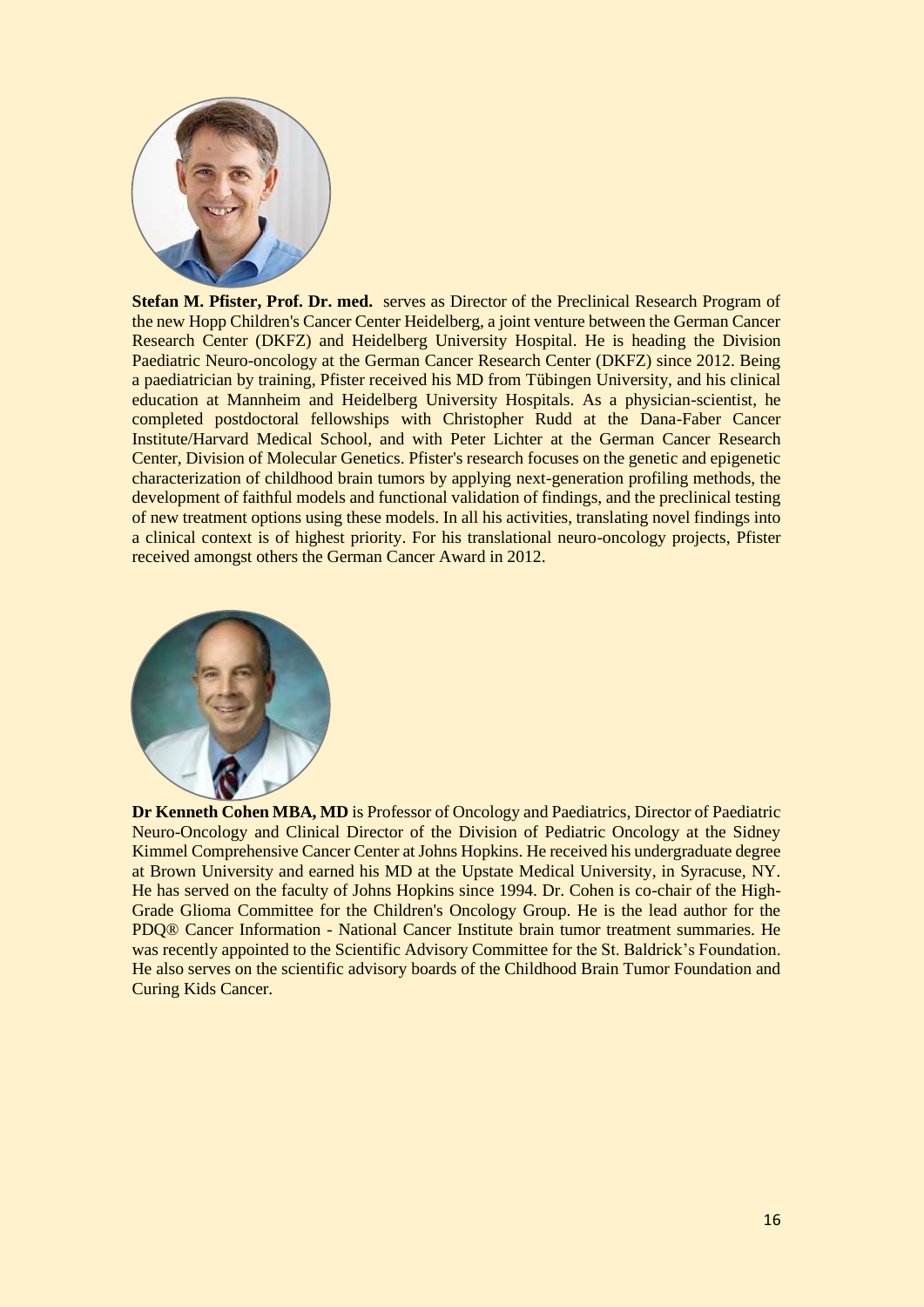**Stefan M. Pfister, Prof. Dr. med.** serves as Director of the Preclinical Research Program of the new Hopp Children's Cancer Center Heidelberg, a joint venture between the German Cancer Research Center (DKFZ) and Heidelberg University Hospital. He is heading the Division Paediatric Neuro-oncology at the German Cancer Research Center (DKFZ) since 2012. Being a paediatrician by training, Pfister received his MD from Tübingen University, and his clinical education at Mannheim and Heidelberg University Hospitals. As a physician-scientist, he completed postdoctoral fellowships with Christopher Rudd at the Dana-Faber Cancer Institute/Harvard Medical School, and with Peter Lichter at the German Cancer Research Center, Division of Molecular Genetics. Pfister's research focuses on the genetic and epigenetic characterization of childhood brain tumors by applying next-generation profiling methods, the development of faithful models and functional validation of findings, and the preclinical testing of new treatment options using these models. In all his activities, translating novel findings into a clinical context is of highest priority. For his translational neuro-oncology projects, Pfister received amongst others the German Cancer Award in 2012.

**Dr Kenneth Cohen MBA, MD** is Professor of Oncology and Paediatrics, Director of Paediatric Neuro-Oncology and Clinical Director of the Division of Pediatric Oncology at the Sidney Kimmel Comprehensive Cancer Center at Johns Hopkins. He received his undergraduate degree at Brown University and earned his MD at the Upstate Medical University, in Syracuse, NY. He has served on the faculty of Johns Hopkins since 1994. Dr. Cohen is co-chair of the High-Grade Glioma Committee for the Children's Oncology Group. He is the lead author for the PDQ® Cancer Information - National Cancer Institute brain tumor treatment summaries. He was recently appointed to the Scientific Advisory Committee for the St. Baldrick's Foundation. He also serves on the scientific advisory boards of the Childhood Brain Tumor Foundation and Curing Kids Cancer.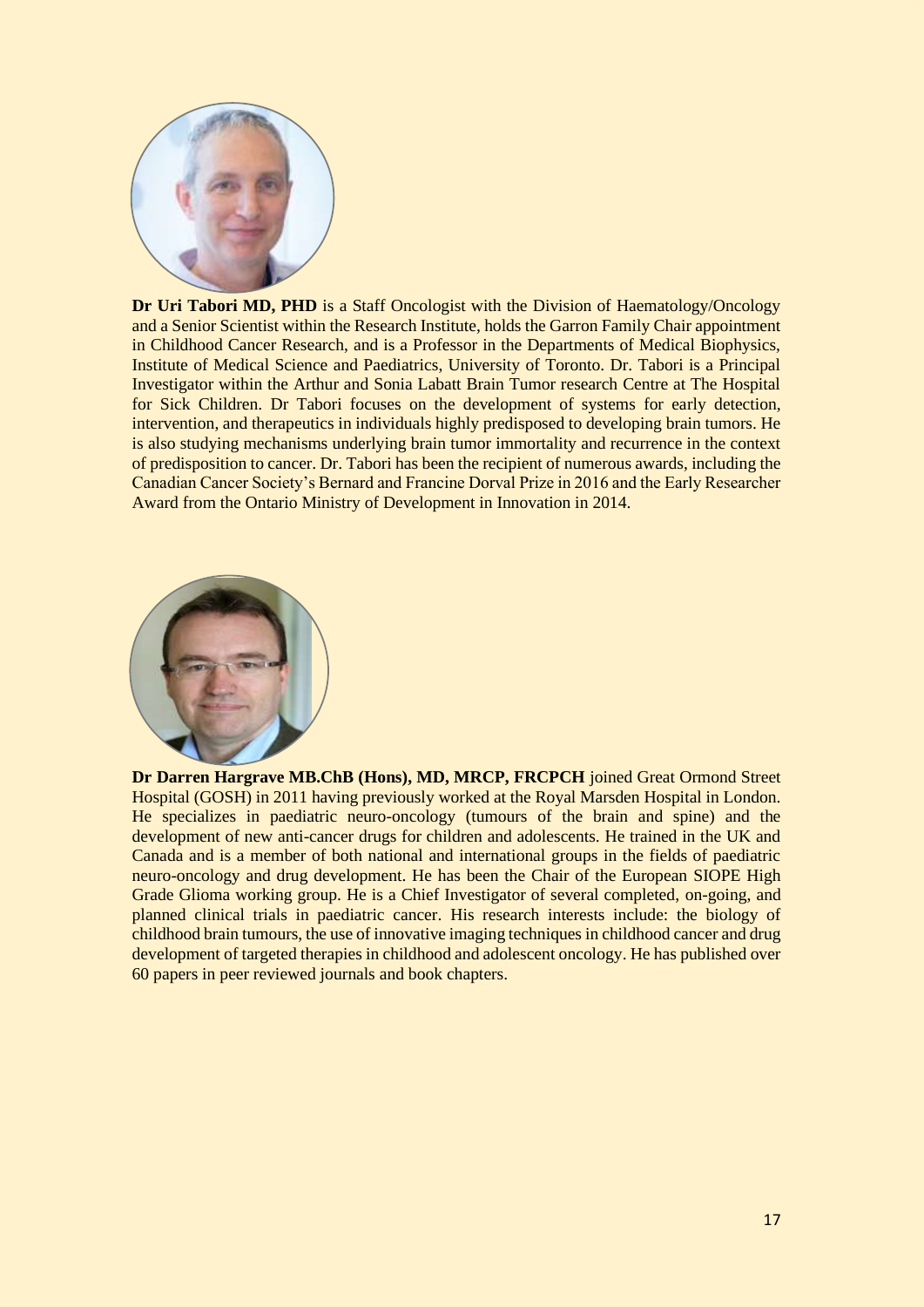**Dr Uri Tabori MD, PHD** is a Staff Oncologist with the Division of Haematology/Oncology and a Senior Scientist within the Research Institute, holds the Garron Family Chair appointment in Childhood Cancer Research, and is a Professor in the Departments of Medical Biophysics, Institute of Medical Science and Paediatrics, University of Toronto. Dr. Tabori is a Principal Investigator within the Arthur and Sonia Labatt Brain Tumor research Centre at The Hospital for Sick Children. Dr Tabori focuses on the development of systems for early detection, intervention, and therapeutics in individuals highly predisposed to developing brain tumors. He is also studying mechanisms underlying brain tumor immortality and recurrence in the context of predisposition to cancer. Dr. Tabori has been the recipient of numerous awards, including the Canadian Cancer Society's Bernard and Francine Dorval Prize in 2016 and the Early Researcher Award from the Ontario Ministry of Development in Innovation in 2014.

**Dr Darren Hargrave MB.ChB (Hons), MD, MRCP, FRCPCH** joined Great Ormond Street Hospital (GOSH) in 2011 having previously worked at the Royal Marsden Hospital in London. He specializes in paediatric neuro-oncology (tumours of the brain and spine) and the development of new anti-cancer drugs for children and adolescents. He trained in the UK and Canada and is a member of both national and international groups in the fields of paediatric neuro-oncology and drug development. He has been the Chair of the European SIOPE High Grade Glioma working group. He is a Chief Investigator of several completed, on-going, and planned clinical trials in paediatric cancer. His research interests include: the biology of childhood brain tumours, the use of innovative imaging techniques in childhood cancer and drug development of targeted therapies in childhood and adolescent oncology. He has published over 60 papers in peer reviewed journals and book chapters.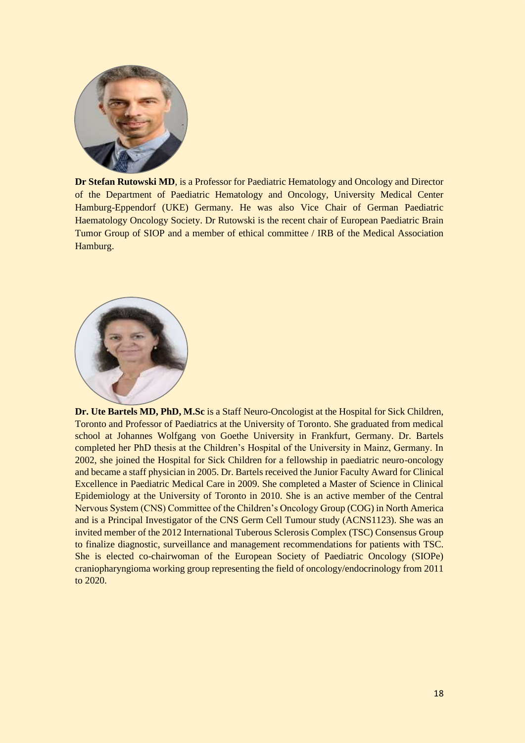**Dr Stefan Rutowski MD**, is a Professor for Paediatric Hematology and Oncology and Director of the Department of Paediatric Hematology and Oncology, University Medical Center Hamburg-Eppendorf (UKE) Germany. He was also Vice Chair of German Paediatric Haematology Oncology Society. Dr Rutowski is the recent chair of European Paediatric Brain Tumor Group of SIOP and a member of ethical committee / IRB of the Medical Association Hamburg.

**Dr. Ute Bartels MD, PhD, M.Sc** is a Staff Neuro-Oncologist at the Hospital for Sick Children, Toronto and Professor of Paediatrics at the University of Toronto. She graduated from medical school at Johannes Wolfgang von Goethe University in Frankfurt, Germany. Dr. Bartels completed her PhD thesis at the Children's Hospital of the University in Mainz, Germany. In 2002, she joined the Hospital for Sick Children for a fellowship in paediatric neuro-oncology and became a staff physician in 2005. Dr. Bartels received the Junior Faculty Award for Clinical Excellence in Paediatric Medical Care in 2009. She completed a Master of Science in Clinical Epidemiology at the University of Toronto in 2010. She is an active member of the Central Nervous System (CNS) Committee of the Children's Oncology Group (COG) in North America and is a Principal Investigator of the CNS Germ Cell Tumour study (ACNS1123). She was an invited member of the 2012 International Tuberous Sclerosis Complex (TSC) Consensus Group to finalize diagnostic, surveillance and management recommendations for patients with TSC. She is elected co-chairwoman of the European Society of Paediatric Oncology (SIOPe) craniopharyngioma working group representing the field of oncology/endocrinology from 2011 to 2020.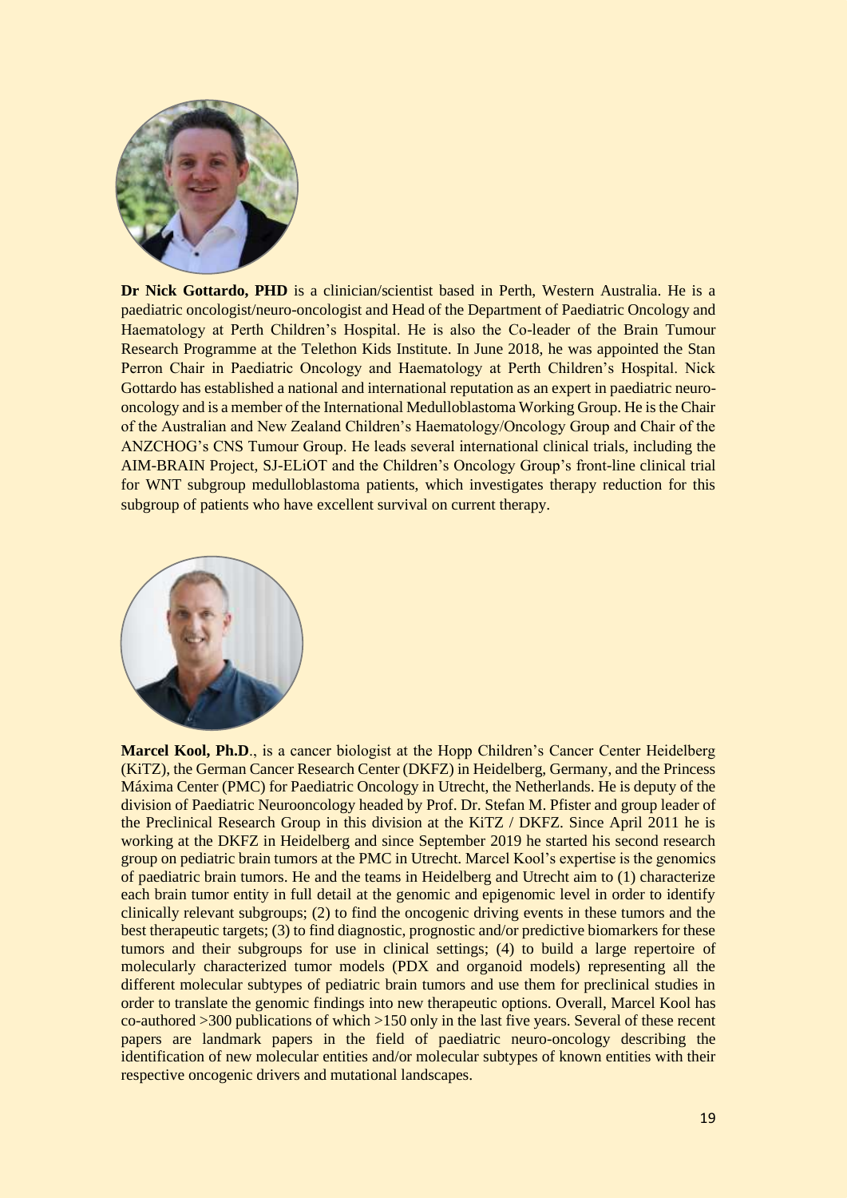**Dr Nick Gottardo, PHD** is a clinician/scientist based in Perth, Western Australia. He is a paediatric oncologist/neuro-oncologist and Head of the Department of Paediatric Oncology and Haematology at Perth Children's Hospital. He is also the Co-leader of the Brain Tumour Research Programme at the Telethon Kids Institute. In June 2018, he was appointed the Stan Perron Chair in Paediatric Oncology and Haematology at Perth Children's Hospital. Nick Gottardo has established a national and international reputation as an expert in paediatric neuro-oncology and is a member of the International Medulloblastoma Working Group. He is the Chair of the Australian and New Zealand Children's Haematology/Oncology Group and Chair of the ANZCHOG's CNS Tumour Group. He leads several international clinical trials, including the AIM-BRAIN Project, SJ-ELiOT and the Children's Oncology Group's front-line clinical trial for WNT subgroup medulloblastoma patients, which investigates therapy reduction for this subgroup of patients who have excellent survival on current therapy.

**Marcel Kool, Ph.D**., is a cancer biologist at the Hopp Children's Cancer Center Heidelberg (KiTZ), the German Cancer Research Center (DKFZ) in Heidelberg, Germany, and the Princess Máxima Center (PMC) for Paediatric Oncology in Utrecht, the Netherlands. He is deputy of the division of Paediatric Neurooncology headed by Prof. Dr. Stefan M. Pfister and group leader of the Preclinical Research Group in this division at the KiTZ / DKFZ. Since April 2011 he is working at the DKFZ in Heidelberg and since September 2019 he started his second research group on pediatric brain tumors at the PMC in Utrecht. Marcel Kool's expertise is the genomics of paediatric brain tumors. He and the teams in Heidelberg and Utrecht aim to (1) characterize each brain tumor entity in full detail at the genomic and epigenomic level in order to identify clinically relevant subgroups; (2) to find the oncogenic driving events in these tumors and the best therapeutic targets; (3) to find diagnostic, prognostic and/or predictive biomarkers for these tumors and their subgroups for use in clinical settings; (4) to build a large repertoire of molecularly characterized tumor models (PDX and organoid models) representing all the different molecular subtypes of pediatric brain tumors and use them for preclinical studies in order to translate the genomic findings into new therapeutic options. Overall, Marcel Kool has co-authored >300 publications of which >150 only in the last five years. Several of these recent papers are landmark papers in the field of paediatric neuro-oncology describing the identification of new molecular entities and/or molecular subtypes of known entities with their respective oncogenic drivers and mutational landscapes.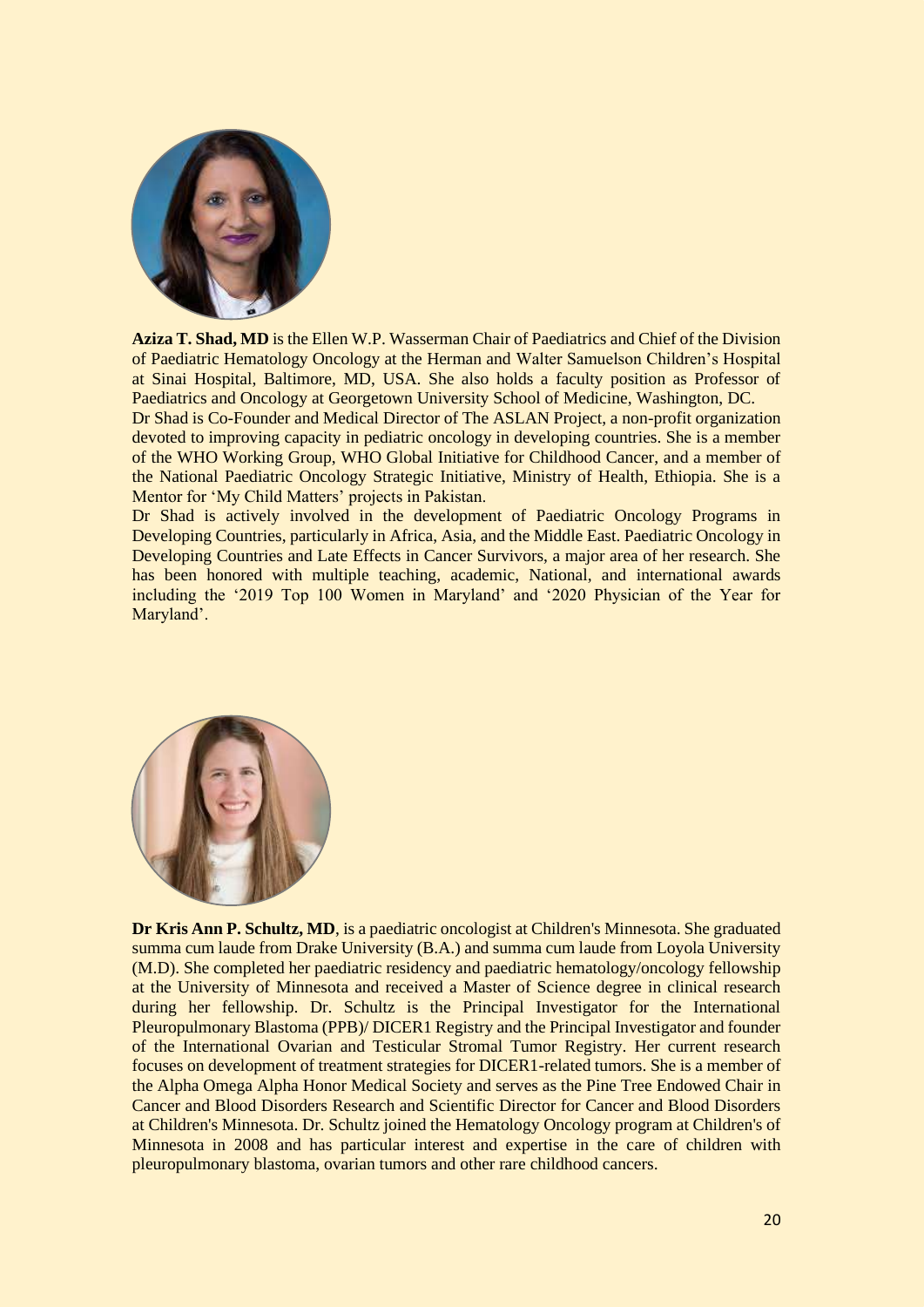**Aziza T. Shad, MD** is the Ellen W.P. Wasserman Chair of Paediatrics and Chief of the Division of Paediatric Hematology Oncology at the Herman and Walter Samuelson Children's Hospital at Sinai Hospital, Baltimore, MD, USA. She also holds a faculty position as Professor of Paediatrics and Oncology at Georgetown University School of Medicine, Washington, DC.

Dr Shad is Co-Founder and Medical Director of The ASLAN Project, a non-profit organization devoted to improving capacity in pediatric oncology in developing countries. She is a member of the WHO Working Group, WHO Global Initiative for Childhood Cancer, and a member of the National Paediatric Oncology Strategic Initiative, Ministry of Health, Ethiopia. She is a Mentor for 'My Child Matters' projects in Pakistan.

Dr Shad is actively involved in the development of Paediatric Oncology Programs in Developing Countries, particularly in Africa, Asia, and the Middle East. Paediatric Oncology in Developing Countries and Late Effects in Cancer Survivors, a major area of her research. She has been honored with multiple teaching, academic, National, and international awards including the '2019 Top 100 Women in Maryland' and '2020 Physician of the Year for Maryland'.

**Dr Kris Ann P. Schultz, MD**, is a paediatric oncologist at Children's Minnesota. She graduated summa cum laude from Drake University (B.A.) and summa cum laude from Loyola University (M.D). She completed her paediatric residency and paediatric hematology/oncology fellowship at the University of Minnesota and received a Master of Science degree in clinical research during her fellowship. Dr. Schultz is the Principal Investigator for the International Pleuropulmonary Blastoma (PPB)/ DICER1 Registry and the Principal Investigator and founder of the International Ovarian and Testicular Stromal Tumor Registry. Her current research focuses on development of treatment strategies for DICER1-related tumors. She is a member of the Alpha Omega Alpha Honor Medical Society and serves as the Pine Tree Endowed Chair in Cancer and Blood Disorders Research and Scientific Director for Cancer and Blood Disorders at Children's Minnesota. Dr. Schultz joined the Hematology Oncology program at Children's of Minnesota in 2008 and has particular interest and expertise in the care of children with pleuropulmonary blastoma, ovarian tumors and other rare childhood cancers.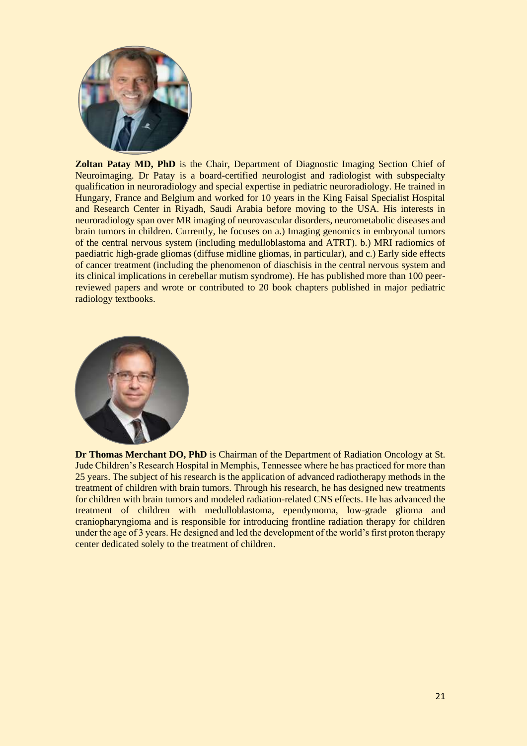**Zoltan Patay MD, PhD** is the Chair, Department of Diagnostic Imaging Section Chief of Neuroimaging. Dr Patay is a board-certified neurologist and radiologist with subspecialty qualification in neuroradiology and special expertise in pediatric neuroradiology. He trained in Hungary, France and Belgium and worked for 10 years in the King Faisal Specialist Hospital and Research Center in Riyadh, Saudi Arabia before moving to the USA. His interests in neuroradiology span over MR imaging of neurovascular disorders, neurometabolic diseases and brain tumors in children. Currently, he focuses on a.) Imaging genomics in embryonal tumors of the central nervous system (including medulloblastoma and ATRT). b.) MRI radiomics of paediatric high-grade gliomas (diffuse midline gliomas, in particular), and c.) Early side effects of cancer treatment (including the phenomenon of diaschisis in the central nervous system and its clinical implications in cerebellar mutism syndrome). He has published more than 100 peer-reviewed papers and wrote or contributed to 20 book chapters published in major pediatric radiology textbooks.

**Dr Thomas Merchant DO, PhD** is Chairman of the Department of Radiation Oncology at St. Jude Children's Research Hospital in Memphis, Tennessee where he has practiced for more than 25 years. The subject of his research is the application of advanced radiotherapy methods in the treatment of children with brain tumors. Through his research, he has designed new treatments for children with brain tumors and modeled radiation-related CNS effects. He has advanced the treatment of children with medulloblastoma, ependymoma, low-grade glioma and craniopharyngioma and is responsible for introducing frontline radiation therapy for children under the age of 3 years. He designed and led the development of the world's first proton therapy center dedicated solely to the treatment of children.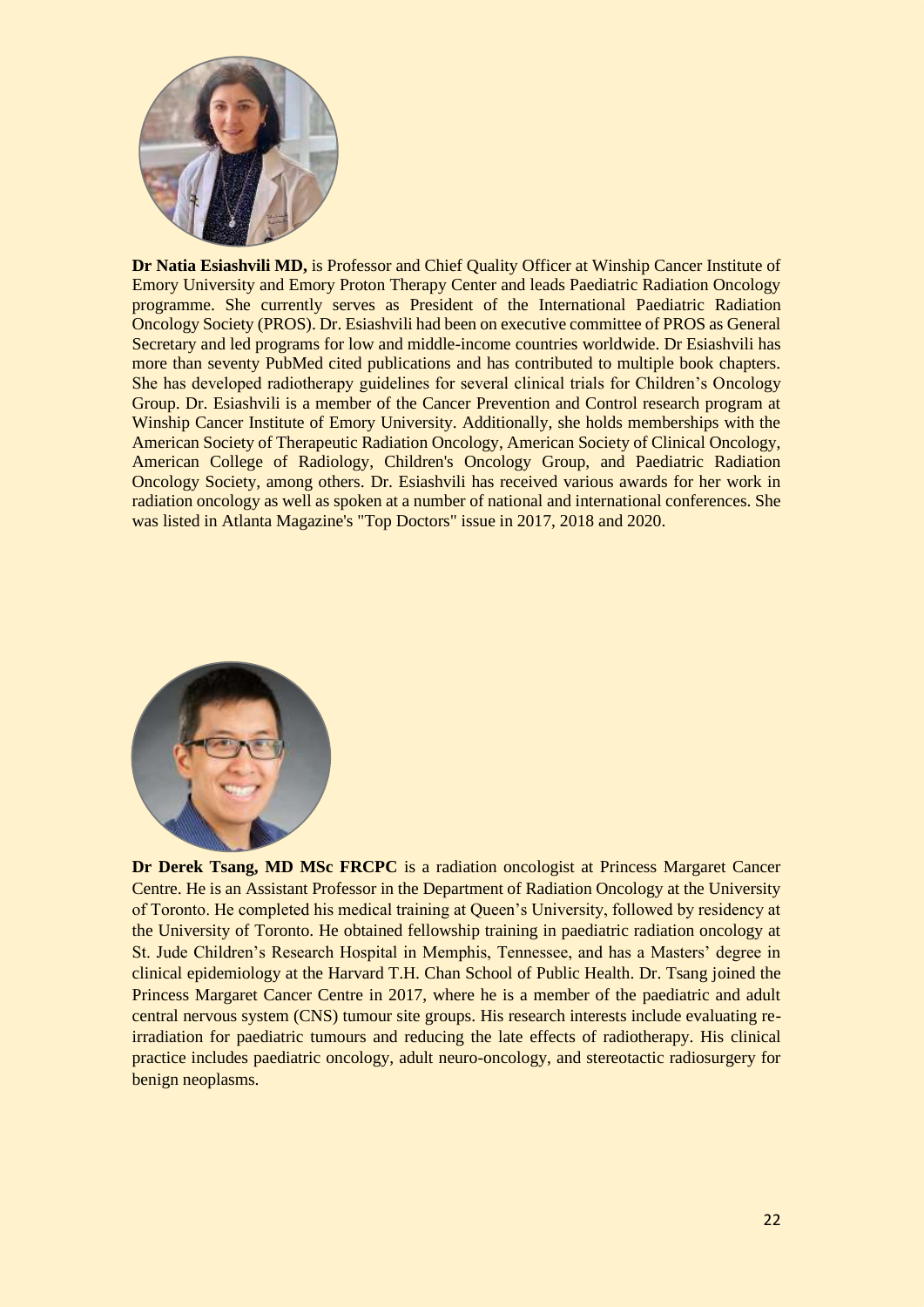**Dr Natia Esiashvili MD,** is Professor and Chief Quality Officer at Winship Cancer Institute of Emory University and Emory Proton Therapy Center and leads Paediatric Radiation Oncology programme. She currently serves as President of the International Paediatric Radiation Oncology Society (PROS). Dr. Esiashvili had been on executive committee of PROS as General Secretary and led programs for low and middle-income countries worldwide. Dr Esiashvili has more than seventy PubMed cited publications and has contributed to multiple book chapters. She has developed radiotherapy guidelines for several clinical trials for Children's Oncology Group. Dr. Esiashvili is a member of the Cancer Prevention and Control research program at Winship Cancer Institute of Emory University. Additionally, she holds memberships with the American Society of Therapeutic Radiation Oncology, American Society of Clinical Oncology, American College of Radiology, Children's Oncology Group, and Paediatric Radiation Oncology Society, among others. Dr. Esiashvili has received various awards for her work in radiation oncology as well as spoken at a number of national and international conferences. She was listed in Atlanta Magazine's "Top Doctors" issue in 2017, 2018 and 2020.

**Dr Derek Tsang, MD MSc FRCPC** is a radiation oncologist at Princess Margaret Cancer Centre. He is an Assistant Professor in the Department of Radiation Oncology at the University of Toronto. He completed his medical training at Queen's University, followed by residency at the University of Toronto. He obtained fellowship training in paediatric radiation oncology at St. Jude Children's Research Hospital in Memphis, Tennessee, and has a Masters' degree in clinical epidemiology at the Harvard T.H. Chan School of Public Health. Dr. Tsang joined the Princess Margaret Cancer Centre in 2017, where he is a member of the paediatric and adult central nervous system (CNS) tumour site groups. His research interests include evaluating re-irradiation for paediatric tumours and reducing the late effects of radiotherapy. His clinical practice includes paediatric oncology, adult neuro-oncology, and stereotactic radiosurgery for benign neoplasms.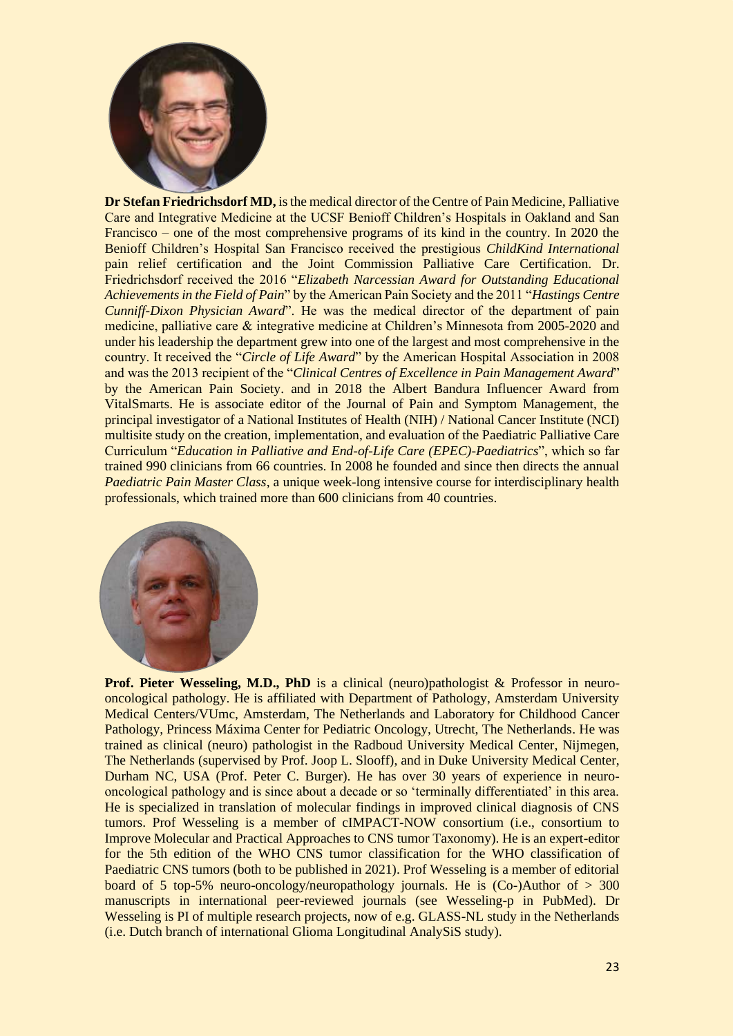**Dr Stefan Friedrichsdorf MD,** is the medical director of the Centre of Pain Medicine, Palliative Care and Integrative Medicine at the UCSF Benioff Children's Hospitals in Oakland and San Francisco – one of the most comprehensive programs of its kind in the country. In 2020 the Benioff Children's Hospital San Francisco received the prestigious *ChildKind International* pain relief certification and the Joint Commission Palliative Care Certification. Dr. Friedrichsdorf received the 2016 "*Elizabeth Narcessian Award for Outstanding Educational Achievements in the Field of Pain*" by the American Pain Society and the 2011 "*Hastings Centre Cunniff-Dixon Physician Award*". He was the medical director of the department of pain medicine, palliative care & integrative medicine at Children's Minnesota from 2005-2020 and under his leadership the department grew into one of the largest and most comprehensive in the country. It received the "*Circle of Life Award*" by the American Hospital Association in 2008 and was the 2013 recipient of the "*Clinical Centres of Excellence in Pain Management Award*" by the American Pain Society. and in 2018 the Albert Bandura Influencer Award from VitalSmarts. He is associate editor of the Journal of Pain and Symptom Management, the principal investigator of a National Institutes of Health (NIH) / National Cancer Institute (NCI) multisite study on the creation, implementation, and evaluation of the Paediatric Palliative Care Curriculum "*Education in Palliative and End-of-Life Care (EPEC)-Paediatrics*", which so far trained 990 clinicians from 66 countries. In 2008 he founded and since then directs the annual *Paediatric Pain Master Class*, a unique week-long intensive course for interdisciplinary health professionals, which trained more than 600 clinicians from 40 countries.

**Prof. Pieter Wesseling, M.D., PhD** is a clinical (neuro)pathologist & Professor in neuro-oncological pathology. He is affiliated with Department of Pathology, Amsterdam University Medical Centers/VUmc, Amsterdam, The Netherlands and Laboratory for Childhood Cancer Pathology, Princess Máxima Center for Pediatric Oncology, Utrecht, The Netherlands. He was trained as clinical (neuro) pathologist in the Radboud University Medical Center, Nijmegen, The Netherlands (supervised by Prof. Joop L. Slooff), and in Duke University Medical Center, Durham NC, USA (Prof. Peter C. Burger). He has over 30 years of experience in neuro-oncological pathology and is since about a decade or so 'terminally differentiated' in this area. He is specialized in translation of molecular findings in improved clinical diagnosis of CNS tumors. Prof Wesseling is a member of cIMPACT-NOW consortium (i.e., consortium to Improve Molecular and Practical Approaches to CNS tumor Taxonomy). He is an expert-editor for the 5th edition of the WHO CNS tumor classification for the WHO classification of Paediatric CNS tumors (both to be published in 2021). Prof Wesseling is a member of editorial board of 5 top-5% neuro-oncology/neuropathology journals. He is (Co-)Author of > 300 manuscripts in international peer-reviewed journals (see Wesseling-p in PubMed). Dr Wesseling is PI of multiple research projects, now of e.g. GLASS-NL study in the Netherlands (i.e. Dutch branch of international Glioma Longitudinal AnalySiS study).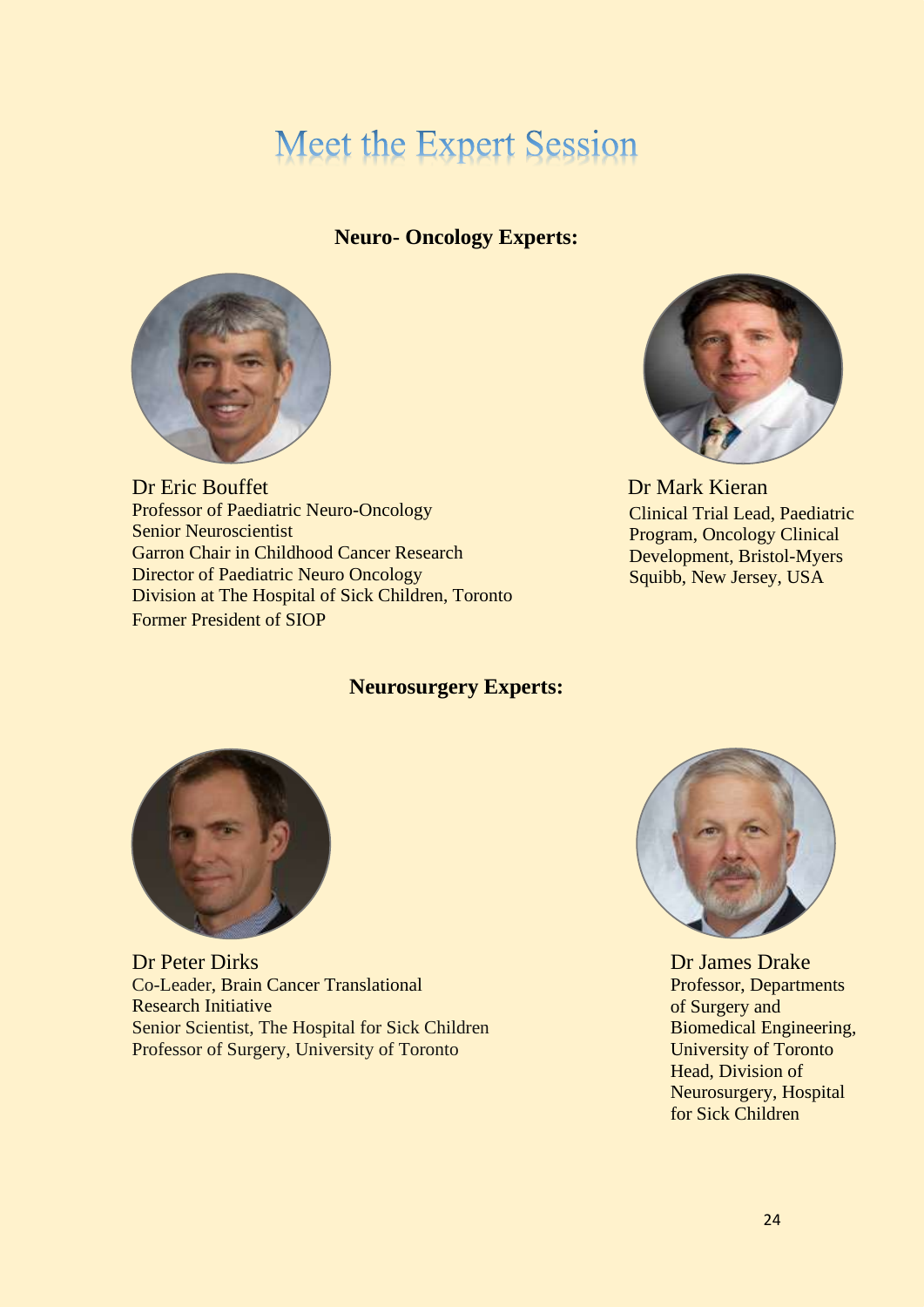# Meet the Expert Session

## Neuro- Oncology Experts:

Dr Eric Bouffet
Professor of Paediatric Neuro-Oncology
Senior Neuroscientist
Garron Chair in Childhood Cancer Research
Director of Paediatric Neuro Oncology
Division at The Hospital of Sick Children, Toronto
Former President of SIOP

Dr Mark Kieran
Clinical Trial Lead, Paediatric Program, Oncology Clinical Development, Bristol-Myers Squibb, New Jersey, USA

## Neurosurgery Experts:

Dr Peter Dirks
Co-Leader, Brain Cancer Translational Research Initiative
Senior Scientist, The Hospital for Sick Children
Professor of Surgery, University of Toronto

Dr James Drake
Professor, Departments of Surgery and Biomedical Engineering, University of Toronto
Head, Division of Neurosurgery, Hospital for Sick Children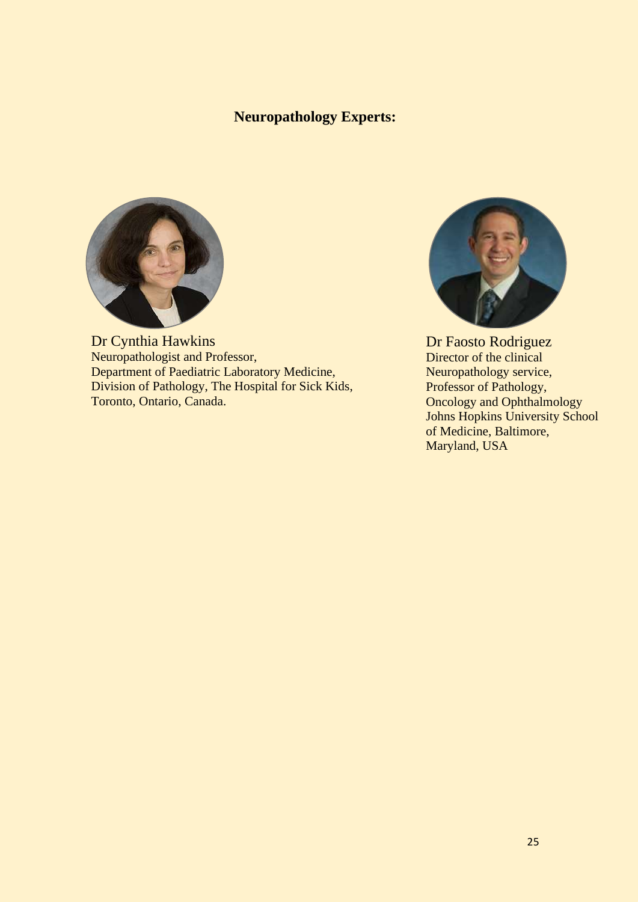## Neuropathology Experts:

Dr Cynthia Hawkins
Neuropathologist and Professor,
Department of Paediatric Laboratory Medicine,
Division of Pathology, The Hospital for Sick Kids,
Toronto, Ontario, Canada.

Dr Faosto Rodriguez
Director of the clinical
Neuropathology service,
Professor of Pathology,
Oncology and Ophthalmology
Johns Hopkins University School
of Medicine, Baltimore,
Maryland, USA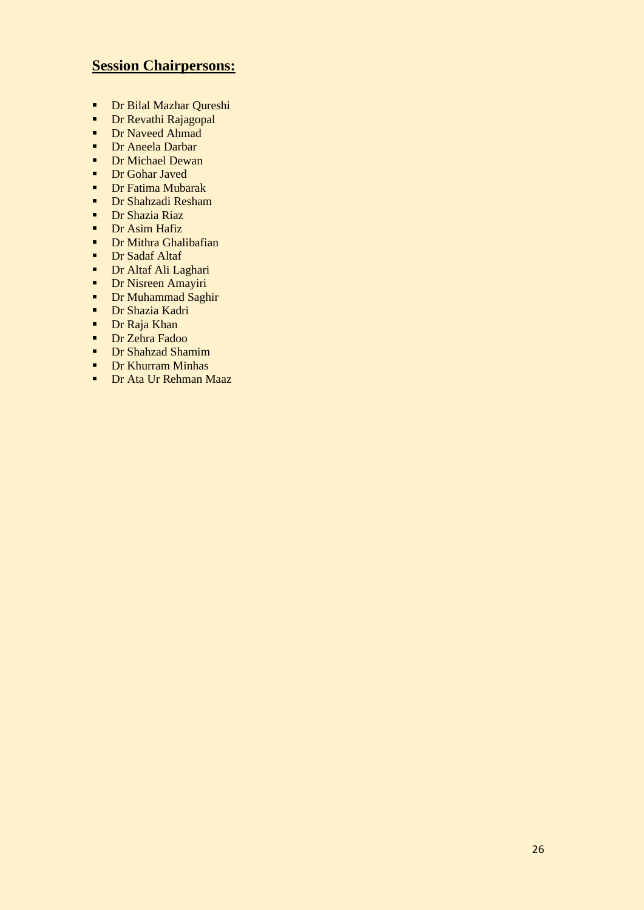## **Session Chairpersons:**

- Dr Bilal Mazhar Qureshi
- Dr Revathi Rajagopal
- Dr Naveed Ahmad
- Dr Aneela Darbar
- Dr Michael Dewan
- Dr Gohar Javed
- Dr Fatima Mubarak
- Dr Shahzadi Resham
- Dr Shazia Riaz
- Dr Asim Hafiz
- Dr Mithra Ghalibafian
- Dr Sadaf Altaf
- Dr Altaf Ali Laghari
- Dr Nisreen Amayiri
- Dr Muhammad Saghir
- Dr Shazia Kadri
- Dr Raja Khan
- Dr Zehra Fadoo
- Dr Shahzad Shamim
- Dr Khurram Minhas
- Dr Ata Ur Rehman Maaz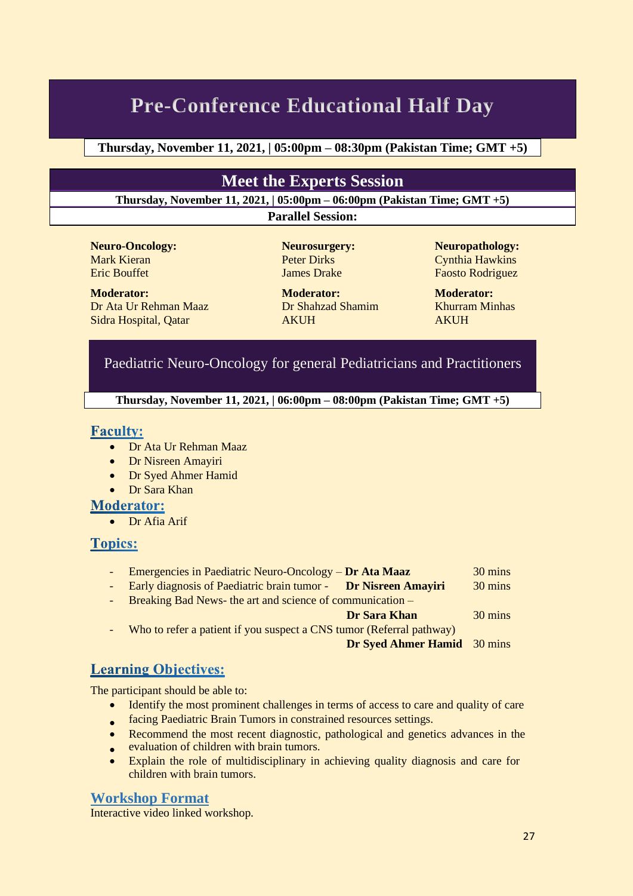# Pre-Conference Educational Half Day

**Thursday, November 11, 2021, | 05:00pm – 08:30pm (Pakistan Time; GMT +5)**

## Meet the Experts Session

**Thursday, November 11, 2021, | 05:00pm – 06:00pm (Pakistan Time; GMT +5)**

**Parallel Session:**

**Neuro-Oncology:**
Mark Kieran
Eric Bouffet

**Moderator:**
Dr Ata Ur Rehman Maaz
Sidra Hospital, Qatar

**Neurosurgery:**
Peter Dirks
James Drake

**Moderator:**
Dr Shahzad Shamim
AKUH

**Neuropathology:**
Cynthia Hawkins
Faosto Rodriguez

**Moderator:**
Khurram Minhas
AKUH

## Paediatric Neuro-Oncology for general Pediatricians and Practitioners

**Thursday, November 11, 2021, | 06:00pm – 08:00pm (Pakistan Time; GMT +5)**

### Faculty:

- Dr Ata Ur Rehman Maaz
- Dr Nisreen Amayiri
- Dr Syed Ahmer Hamid
- Dr Sara Khan

### Moderator:

- Dr Afia Arif

### Topics:

- Emergencies in Paediatric Neuro-Oncology – **Dr Ata Maaz** 30 mins
- Early diagnosis of Paediatric brain tumor - **Dr Nisreen Amayiri** 30 mins
- Breaking Bad News- the art and science of communication – **Dr Sara Khan** 30 mins
- Who to refer a patient if you suspect a CNS tumor (Referral pathway) **Dr Syed Ahmer Hamid** 30 mins

### Learning Objectives:

The participant should be able to:

- Identify the most prominent challenges in terms of access to care and quality of care facing Paediatric Brain Tumors in constrained resources settings.
- Recommend the most recent diagnostic, pathological and genetics advances in the evaluation of children with brain tumors.
- Explain the role of multidisciplinary in achieving quality diagnosis and care for children with brain tumors.

### Workshop Format

Interactive video linked workshop.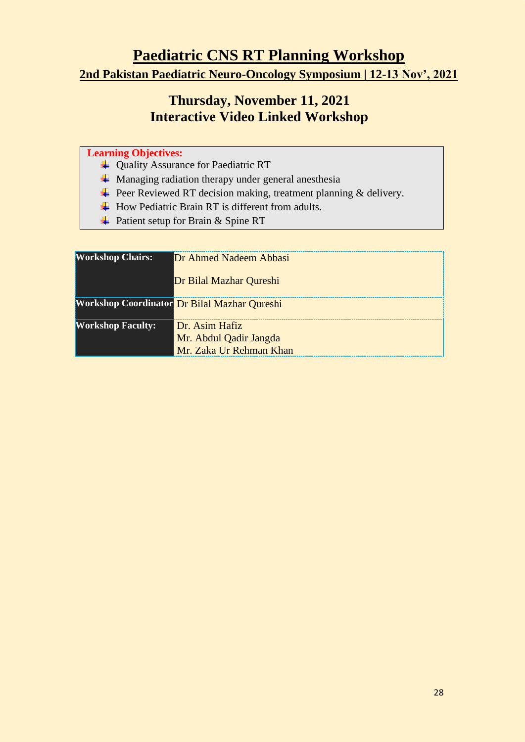# Paediatric CNS RT Planning Workshop

## 2nd Pakistan Paediatric Neuro-Oncology Symposium | 12-13 Nov', 2021

## Thursday, November 11, 2021
## Interactive Video Linked Workshop

**Learning Objectives:**

- Quality Assurance for Paediatric RT
- Managing radiation therapy under general anesthesia
- Peer Reviewed RT decision making, treatment planning & delivery.
- How Pediatric Brain RT is different from adults.
- Patient setup for Brain & Spine RT

| | |
|---|---|
| **Workshop Chairs:** | Dr Ahmed Nadeem Abbasi<br><br>Dr Bilal Mazhar Qureshi |
| **Workshop Coordinator** | Dr Bilal Mazhar Qureshi |
| **Workshop Faculty:** | Dr. Asim Hafiz<br>Mr. Abdul Qadir Jangda<br>Mr. Zaka Ur Rehman Khan |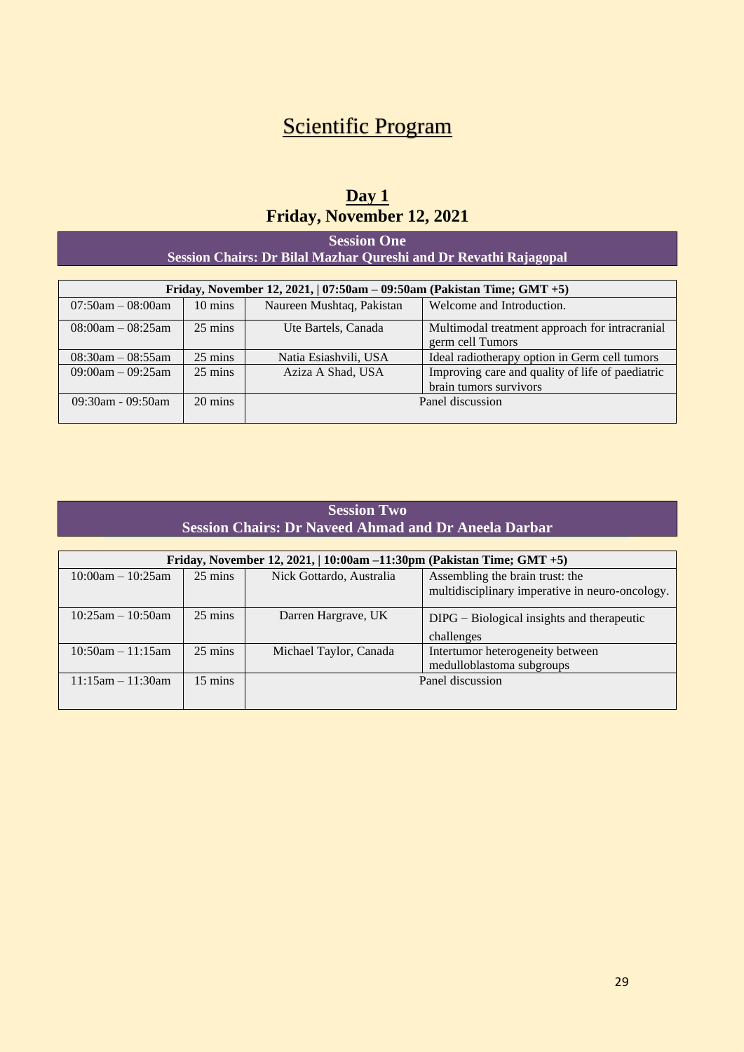# Scientific Program

## Day 1
## Friday, November 12, 2021

**Session One**
**Session Chairs: Dr Bilal Mazhar Qureshi and Dr Revathi Rajagopal**

| Friday, November 12, 2021, \| 07:50am – 09:50am (Pakistan Time; GMT +5) | | | |
|---|---|---|---|
| 07:50am – 08:00am | 10 mins | Naureen Mushtaq, Pakistan | Welcome and Introduction. |
| 08:00am – 08:25am | 25 mins | Ute Bartels, Canada | Multimodal treatment approach for intracranial germ cell Tumors |
| 08:30am – 08:55am | 25 mins | Natia Esiashvili, USA | Ideal radiotherapy option in Germ cell tumors |
| 09:00am – 09:25am | 25 mins | Aziza A Shad, USA | Improving care and quality of life of paediatric brain tumors survivors |
| 09:30am - 09:50am | 20 mins | Panel discussion | |

**Session Two**
**Session Chairs: Dr Naveed Ahmad and Dr Aneela Darbar**

| Friday, November 12, 2021, \| 10:00am –11:30pm (Pakistan Time; GMT +5) | | | |
|---|---|---|---|
| 10:00am – 10:25am | 25 mins | Nick Gottardo, Australia | Assembling the brain trust: the multidisciplinary imperative in neuro-oncology. |
| 10:25am – 10:50am | 25 mins | Darren Hargrave, UK | DIPG – Biological insights and therapeutic challenges |
| 10:50am – 11:15am | 25 mins | Michael Taylor, Canada | Intertumor heterogeneity between medulloblastoma subgroups |
| 11:15am – 11:30am | 15 mins | Panel discussion | |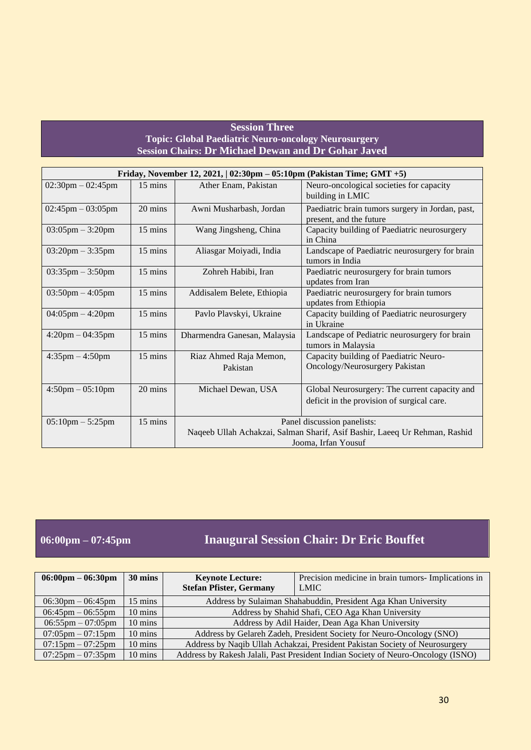## Session Three

**Topic: Global Paediatric Neuro-oncology Neurosurgery**

**Session Chairs: Dr Michael Dewan and Dr Gohar Javed**

| Friday, November 12, 2021, \| 02:30pm – 05:10pm (Pakistan Time; GMT +5) | | | |
|---|---|---|---|
| 02:30pm – 02:45pm | 15 mins | Ather Enam, Pakistan | Neuro-oncological societies for capacity building in LMIC |
| 02:45pm – 03:05pm | 20 mins | Awni Musharbash, Jordan | Paediatric brain tumors surgery in Jordan, past, present, and the future |
| 03:05pm – 3:20pm | 15 mins | Wang Jingsheng, China | Capacity building of Paediatric neurosurgery in China |
| 03:20pm – 3:35pm | 15 mins | Aliasgar Moiyadi, India | Landscape of Paediatric neurosurgery for brain tumors in India |
| 03:35pm – 3:50pm | 15 mins | Zohreh Habibi, Iran | Paediatric neurosurgery for brain tumors updates from Iran |
| 03:50pm – 4:05pm | 15 mins | Addisalem Belete, Ethiopia | Paediatric neurosurgery for brain tumors updates from Ethiopia |
| 04:05pm – 4:20pm | 15 mins | Pavlo Plavskyi, Ukraine | Capacity building of Paediatric neurosurgery in Ukraine |
| 4:20pm – 04:35pm | 15 mins | Dharmendra Ganesan, Malaysia | Landscape of Pediatric neurosurgery for brain tumors in Malaysia |
| 4:35pm – 4:50pm | 15 mins | Riaz Ahmed Raja Memon, Pakistan | Capacity building of Paediatric Neuro-Oncology/Neurosurgery Pakistan |
| 4:50pm – 05:10pm | 20 mins | Michael Dewan, USA | Global Neurosurgery: The current capacity and deficit in the provision of surgical care. |
| 05:10pm – 5:25pm | 15 mins | Panel discussion panelists: Naqeeb Ullah Achakzai, Salman Sharif, Asif Bashir, Laeeq Ur Rehman, Rashid Jooma, Irfan Yousuf | |

## 06:00pm – 07:45pm Inaugural Session Chair: Dr Eric Bouffet

| **06:00pm – 06:30pm** | **30 mins** | **Keynote Lecture: Stefan Pfister, Germany** | Precision medicine in brain tumors- Implications in LMIC |
|---|---|---|---|
| 06:30pm – 06:45pm | 15 mins | Address by Sulaiman Shahabuddin, President Aga Khan University | |
| 06:45pm – 06:55pm | 10 mins | Address by Shahid Shafi, CEO Aga Khan University | |
| 06:55pm – 07:05pm | 10 mins | Address by Adil Haider, Dean Aga Khan University | |
| 07:05pm – 07:15pm | 10 mins | Address by Gelareh Zadeh, President Society for Neuro-Oncology (SNO) | |
| 07:15pm – 07:25pm | 10 mins | Address by Naqib Ullah Achakzai, President Pakistan Society of Neurosurgery | |
| 07:25pm – 07:35pm | 10 mins | Address by Rakesh Jalali, Past President Indian Society of Neuro-Oncology (ISNO) | |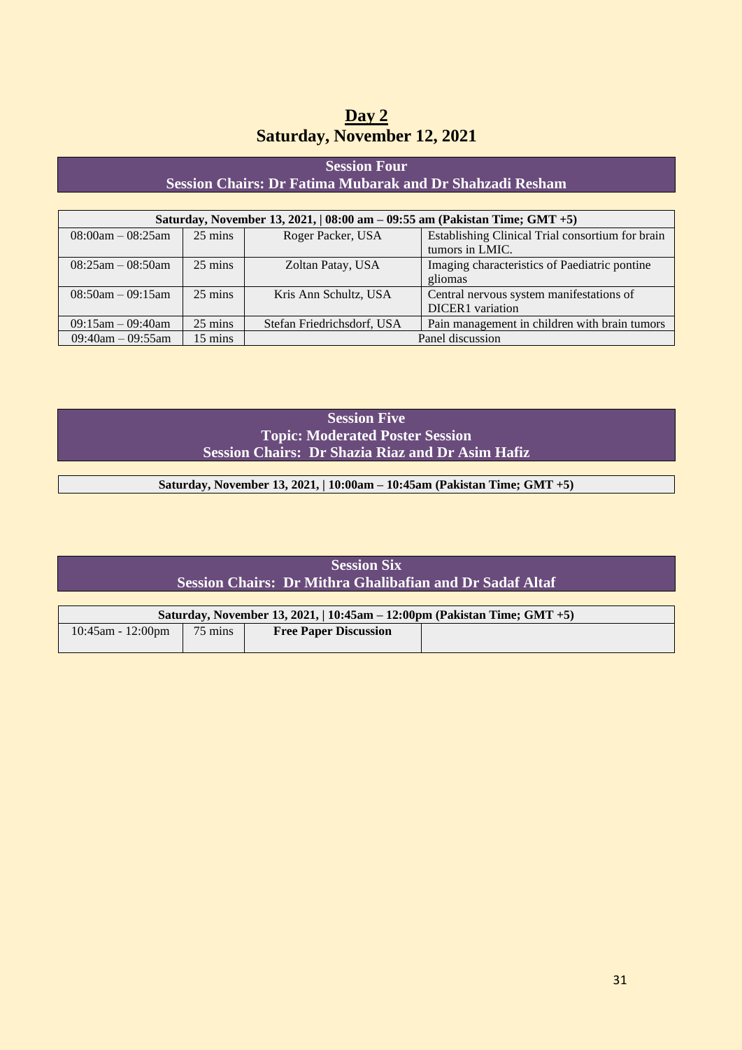# Day 2

## Saturday, November 12, 2021

### Session Four

**Session Chairs: Dr Fatima Mubarak and Dr Shahzadi Resham**

| Saturday, November 13, 2021, \| 08:00 am – 09:55 am (Pakistan Time; GMT +5) | | | |
|---|---|---|---|
| 08:00am – 08:25am | 25 mins | Roger Packer, USA | Establishing Clinical Trial consortium for brain tumors in LMIC. |
| 08:25am – 08:50am | 25 mins | Zoltan Patay, USA | Imaging characteristics of Paediatric pontine gliomas |
| 08:50am – 09:15am | 25 mins | Kris Ann Schultz, USA | Central nervous system manifestations of DICER1 variation |
| 09:15am – 09:40am | 25 mins | Stefan Friedrichsdorf, USA | Pain management in children with brain tumors |
| 09:40am – 09:55am | 15 mins | Panel discussion | |

### Session Five

**Topic: Moderated Poster Session**

**Session Chairs: Dr Shazia Riaz and Dr Asim Hafiz**

**Saturday, November 13, 2021, | 10:00am – 10:45am (Pakistan Time; GMT +5)**

### Session Six

**Session Chairs: Dr Mithra Ghalibafian and Dr Sadaf Altaf**

| Saturday, November 13, 2021, \| 10:45am – 12:00pm (Pakistan Time; GMT +5) | | | |
|---|---|---|---|
| 10:45am - 12:00pm | 75 mins | **Free Paper Discussion** | |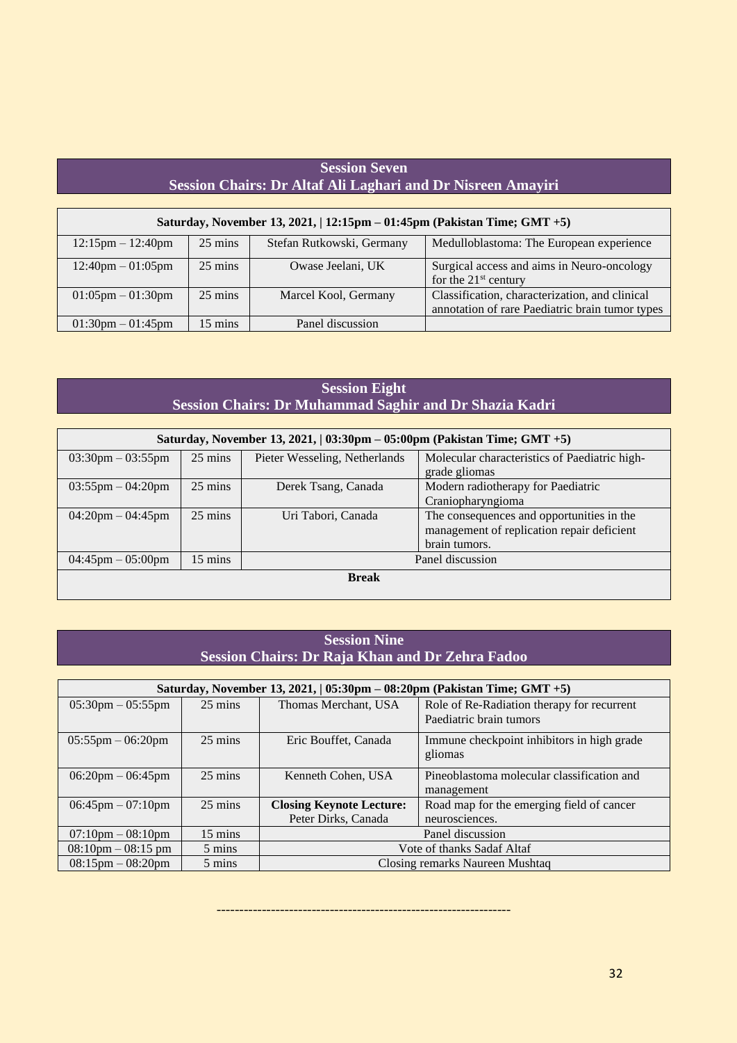## Session Seven
## Session Chairs: Dr Altaf Ali Laghari and Dr Nisreen Amayiri

| Saturday, November 13, 2021, \| 12:15pm – 01:45pm (Pakistan Time; GMT +5) | | | |
|---|---|---|---|
| 12:15pm – 12:40pm | 25 mins | Stefan Rutkowski, Germany | Medulloblastoma: The European experience |
| 12:40pm – 01:05pm | 25 mins | Owase Jeelani, UK | Surgical access and aims in Neuro-oncology for the 21st century |
| 01:05pm – 01:30pm | 25 mins | Marcel Kool, Germany | Classification, characterization, and clinical annotation of rare Paediatric brain tumor types |
| 01:30pm – 01:45pm | 15 mins | Panel discussion | |

## Session Eight
## Session Chairs: Dr Muhammad Saghir and Dr Shazia Kadri

| Saturday, November 13, 2021, \| 03:30pm – 05:00pm (Pakistan Time; GMT +5) | | | |
|---|---|---|---|
| 03:30pm – 03:55pm | 25 mins | Pieter Wesseling, Netherlands | Molecular characteristics of Paediatric high-grade gliomas |
| 03:55pm – 04:20pm | 25 mins | Derek Tsang, Canada | Modern radiotherapy for Paediatric Craniopharyngioma |
| 04:20pm – 04:45pm | 25 mins | Uri Tabori, Canada | The consequences and opportunities in the management of replication repair deficient brain tumors. |
| 04:45pm – 05:00pm | 15 mins | Panel discussion | |
| **Break** | | | |

## Session Nine
## Session Chairs: Dr Raja Khan and Dr Zehra Fadoo

| Saturday, November 13, 2021, \| 05:30pm – 08:20pm (Pakistan Time; GMT +5) | | | |
|---|---|---|---|
| 05:30pm – 05:55pm | 25 mins | Thomas Merchant, USA | Role of Re-Radiation therapy for recurrent Paediatric brain tumors |
| 05:55pm – 06:20pm | 25 mins | Eric Bouffet, Canada | Immune checkpoint inhibitors in high grade gliomas |
| 06:20pm – 06:45pm | 25 mins | Kenneth Cohen, USA | Pineoblastoma molecular classification and management |
| 06:45pm – 07:10pm | 25 mins | **Closing Keynote Lecture:** Peter Dirks, Canada | Road map for the emerging field of cancer neurosciences. |
| 07:10pm – 08:10pm | 15 mins | Panel discussion | |
| 08:10pm – 08:15 pm | 5 mins | Vote of thanks Sadaf Altaf | |
| 08:15pm – 08:20pm | 5 mins | Closing remarks Naureen Mushtaq | |

-----------------------------------------------------------------